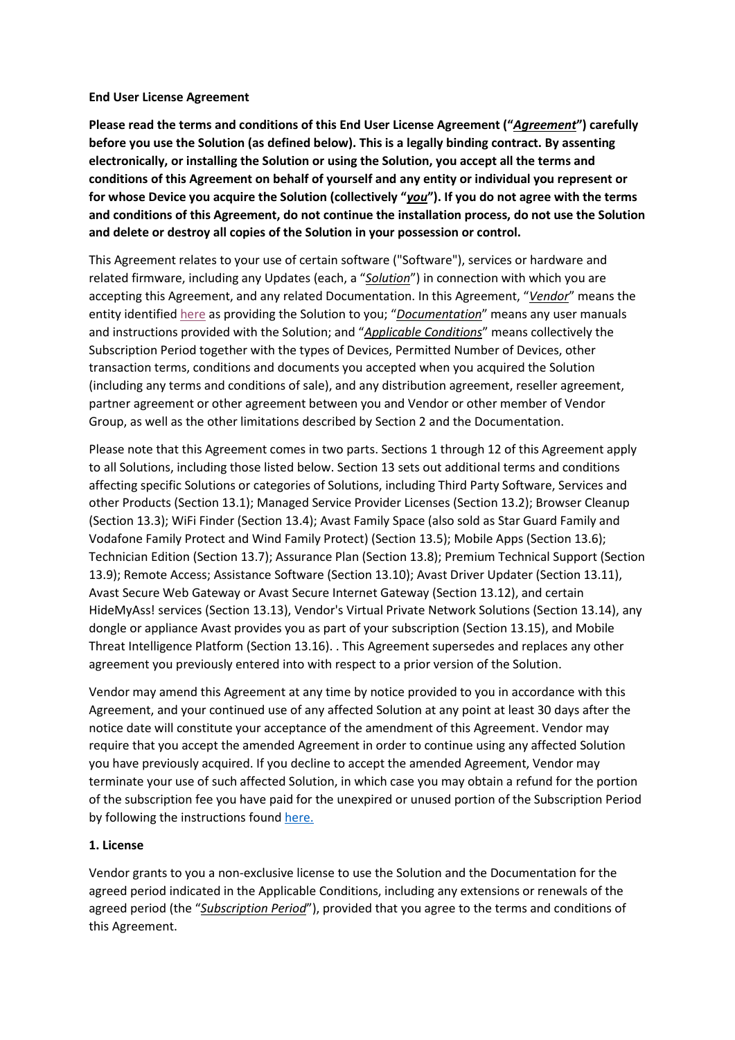**End User License Agreement**

**Please read the terms and conditions of this End User License Agreement ("*Agreement*") carefully before you use the Solution (as defined below). This is a legally binding contract. By assenting electronically, or installing the Solution or using the Solution, you accept all the terms and conditions of this Agreement on behalf of yourself and any entity or individual you represent or for whose Device you acquire the Solution (collectively "*you*"). If you do not agree with the terms and conditions of this Agreement, do not continue the installation process, do not use the Solution and delete or destroy all copies of the Solution in your possession or control.**

This Agreement relates to your use of certain software ("Software"), services or hardware and related firmware, including any Updates (each, a "*Solution*") in connection with which you are accepting this Agreement, and any related Documentation. In this Agreement, "*Vendor*" means the entity identified here as providing the Solution to you; "*Documentation*" means any user manuals and instructions provided with the Solution; and "*Applicable Conditions*" means collectively the Subscription Period together with the types of Devices, Permitted Number of Devices, other transaction terms, conditions and documents you accepted when you acquired the Solution (including any terms and conditions of sale), and any distribution agreement, reseller agreement, partner agreement or other agreement between you and Vendor or other member of Vendor Group, as well as the other limitations described by Section 2 and the Documentation.

Please note that this Agreement comes in two parts. Sections 1 through 12 of this Agreement apply to all Solutions, including those listed below. Section 13 sets out additional terms and conditions affecting specific Solutions or categories of Solutions, including Third Party Software, Services and other Products (Section 13.1); Managed Service Provider Licenses (Section 13.2); Browser Cleanup (Section 13.3); WiFi Finder (Section 13.4); Avast Family Space (also sold as Star Guard Family and Vodafone Family Protect and Wind Family Protect) (Section 13.5); Mobile Apps (Section 13.6); Technician Edition (Section 13.7); Assurance Plan (Section 13.8); Premium Technical Support (Section 13.9); Remote Access; Assistance Software (Section 13.10); Avast Driver Updater (Section 13.11), Avast Secure Web Gateway or Avast Secure Internet Gateway (Section 13.12), and certain HideMyAss! services (Section 13.13), Vendor's Virtual Private Network Solutions (Section 13.14), any dongle or appliance Avast provides you as part of your subscription (Section 13.15), and Mobile Threat Intelligence Platform (Section 13.16). . This Agreement supersedes and replaces any other agreement you previously entered into with respect to a prior version of the Solution.

Vendor may amend this Agreement at any time by notice provided to you in accordance with this Agreement, and your continued use of any affected Solution at any point at least 30 days after the notice date will constitute your acceptance of the amendment of this Agreement. Vendor may require that you accept the amended Agreement in order to continue using any affected Solution you have previously acquired. If you decline to accept the amended Agreement, Vendor may terminate your use of such affected Solution, in which case you may obtain a refund for the portion of the subscription fee you have paid for the unexpired or unused portion of the Subscription Period by following the instructions found here.

**1. License**

Vendor grants to you a non-exclusive license to use the Solution and the Documentation for the agreed period indicated in the Applicable Conditions, including any extensions or renewals of the agreed period (the "*Subscription Period*"), provided that you agree to the terms and conditions of this Agreement.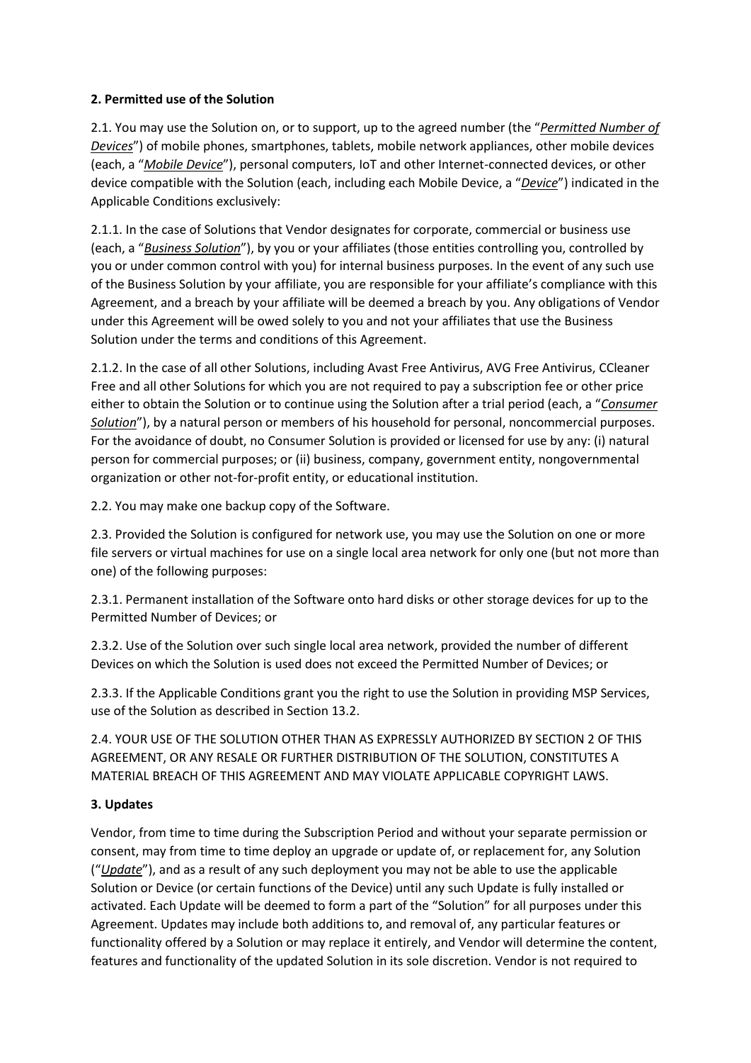**2. Permitted use of the Solution**

2.1. You may use the Solution on, or to support, up to the agreed number (the "*Permitted Number of Devices*") of mobile phones, smartphones, tablets, mobile network appliances, other mobile devices (each, a "*Mobile Device*"), personal computers, IoT and other Internet-connected devices, or other device compatible with the Solution (each, including each Mobile Device, a "*Device*") indicated in the Applicable Conditions exclusively:

2.1.1. In the case of Solutions that Vendor designates for corporate, commercial or business use (each, a "*Business Solution*"), by you or your affiliates (those entities controlling you, controlled by you or under common control with you) for internal business purposes. In the event of any such use of the Business Solution by your affiliate, you are responsible for your affiliate's compliance with this Agreement, and a breach by your affiliate will be deemed a breach by you. Any obligations of Vendor under this Agreement will be owed solely to you and not your affiliates that use the Business Solution under the terms and conditions of this Agreement.

2.1.2. In the case of all other Solutions, including Avast Free Antivirus, AVG Free Antivirus, CCleaner Free and all other Solutions for which you are not required to pay a subscription fee or other price either to obtain the Solution or to continue using the Solution after a trial period (each, a "*Consumer Solution*"), by a natural person or members of his household for personal, noncommercial purposes. For the avoidance of doubt, no Consumer Solution is provided or licensed for use by any: (i) natural person for commercial purposes; or (ii) business, company, government entity, nongovernmental organization or other not-for-profit entity, or educational institution.

2.2. You may make one backup copy of the Software.

2.3. Provided the Solution is configured for network use, you may use the Solution on one or more file servers or virtual machines for use on a single local area network for only one (but not more than one) of the following purposes:

2.3.1. Permanent installation of the Software onto hard disks or other storage devices for up to the Permitted Number of Devices; or

2.3.2. Use of the Solution over such single local area network, provided the number of different Devices on which the Solution is used does not exceed the Permitted Number of Devices; or

2.3.3. If the Applicable Conditions grant you the right to use the Solution in providing MSP Services, use of the Solution as described in Section 13.2.

2.4. YOUR USE OF THE SOLUTION OTHER THAN AS EXPRESSLY AUTHORIZED BY SECTION 2 OF THIS AGREEMENT, OR ANY RESALE OR FURTHER DISTRIBUTION OF THE SOLUTION, CONSTITUTES A MATERIAL BREACH OF THIS AGREEMENT AND MAY VIOLATE APPLICABLE COPYRIGHT LAWS.

**3. Updates**

Vendor, from time to time during the Subscription Period and without your separate permission or consent, may from time to time deploy an upgrade or update of, or replacement for, any Solution ("*Update*"), and as a result of any such deployment you may not be able to use the applicable Solution or Device (or certain functions of the Device) until any such Update is fully installed or activated. Each Update will be deemed to form a part of the "Solution" for all purposes under this Agreement. Updates may include both additions to, and removal of, any particular features or functionality offered by a Solution or may replace it entirely, and Vendor will determine the content, features and functionality of the updated Solution in its sole discretion. Vendor is not required to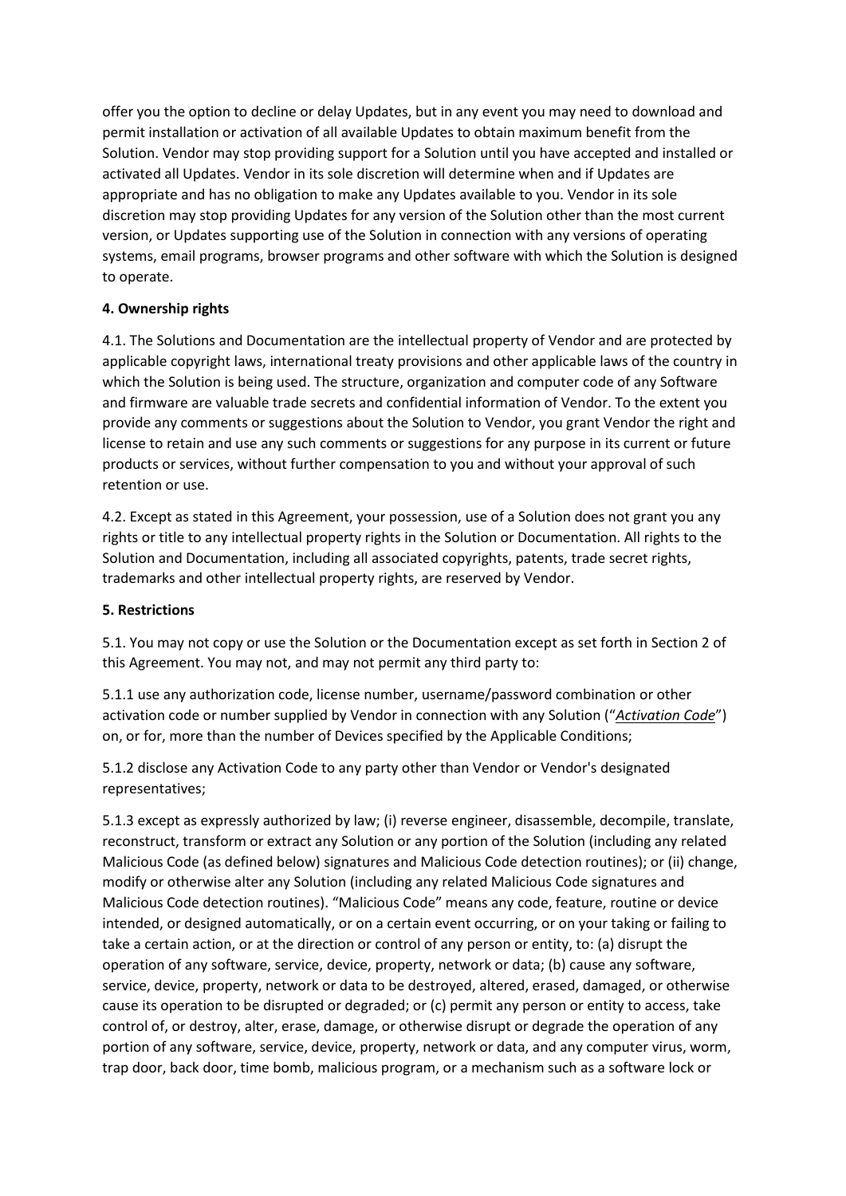offer you the option to decline or delay Updates, but in any event you may need to download and permit installation or activation of all available Updates to obtain maximum benefit from the Solution. Vendor may stop providing support for a Solution until you have accepted and installed or activated all Updates. Vendor in its sole discretion will determine when and if Updates are appropriate and has no obligation to make any Updates available to you. Vendor in its sole discretion may stop providing Updates for any version of the Solution other than the most current version, or Updates supporting use of the Solution in connection with any versions of operating systems, email programs, browser programs and other software with which the Solution is designed to operate.

**4. Ownership rights**

4.1. The Solutions and Documentation are the intellectual property of Vendor and are protected by applicable copyright laws, international treaty provisions and other applicable laws of the country in which the Solution is being used. The structure, organization and computer code of any Software and firmware are valuable trade secrets and confidential information of Vendor. To the extent you provide any comments or suggestions about the Solution to Vendor, you grant Vendor the right and license to retain and use any such comments or suggestions for any purpose in its current or future products or services, without further compensation to you and without your approval of such retention or use.

4.2. Except as stated in this Agreement, your possession, use of a Solution does not grant you any rights or title to any intellectual property rights in the Solution or Documentation. All rights to the Solution and Documentation, including all associated copyrights, patents, trade secret rights, trademarks and other intellectual property rights, are reserved by Vendor.

**5. Restrictions**

5.1. You may not copy or use the Solution or the Documentation except as set forth in Section 2 of this Agreement. You may not, and may not permit any third party to:

5.1.1 use any authorization code, license number, username/password combination or other activation code or number supplied by Vendor in connection with any Solution ("*Activation Code*") on, or for, more than the number of Devices specified by the Applicable Conditions;

5.1.2 disclose any Activation Code to any party other than Vendor or Vendor's designated representatives;

5.1.3 except as expressly authorized by law; (i) reverse engineer, disassemble, decompile, translate, reconstruct, transform or extract any Solution or any portion of the Solution (including any related Malicious Code (as defined below) signatures and Malicious Code detection routines); or (ii) change, modify or otherwise alter any Solution (including any related Malicious Code signatures and Malicious Code detection routines). "Malicious Code" means any code, feature, routine or device intended, or designed automatically, or on a certain event occurring, or on your taking or failing to take a certain action, or at the direction or control of any person or entity, to: (a) disrupt the operation of any software, service, device, property, network or data; (b) cause any software, service, device, property, network or data to be destroyed, altered, erased, damaged, or otherwise cause its operation to be disrupted or degraded; or (c) permit any person or entity to access, take control of, or destroy, alter, erase, damage, or otherwise disrupt or degrade the operation of any portion of any software, service, device, property, network or data, and any computer virus, worm, trap door, back door, time bomb, malicious program, or a mechanism such as a software lock or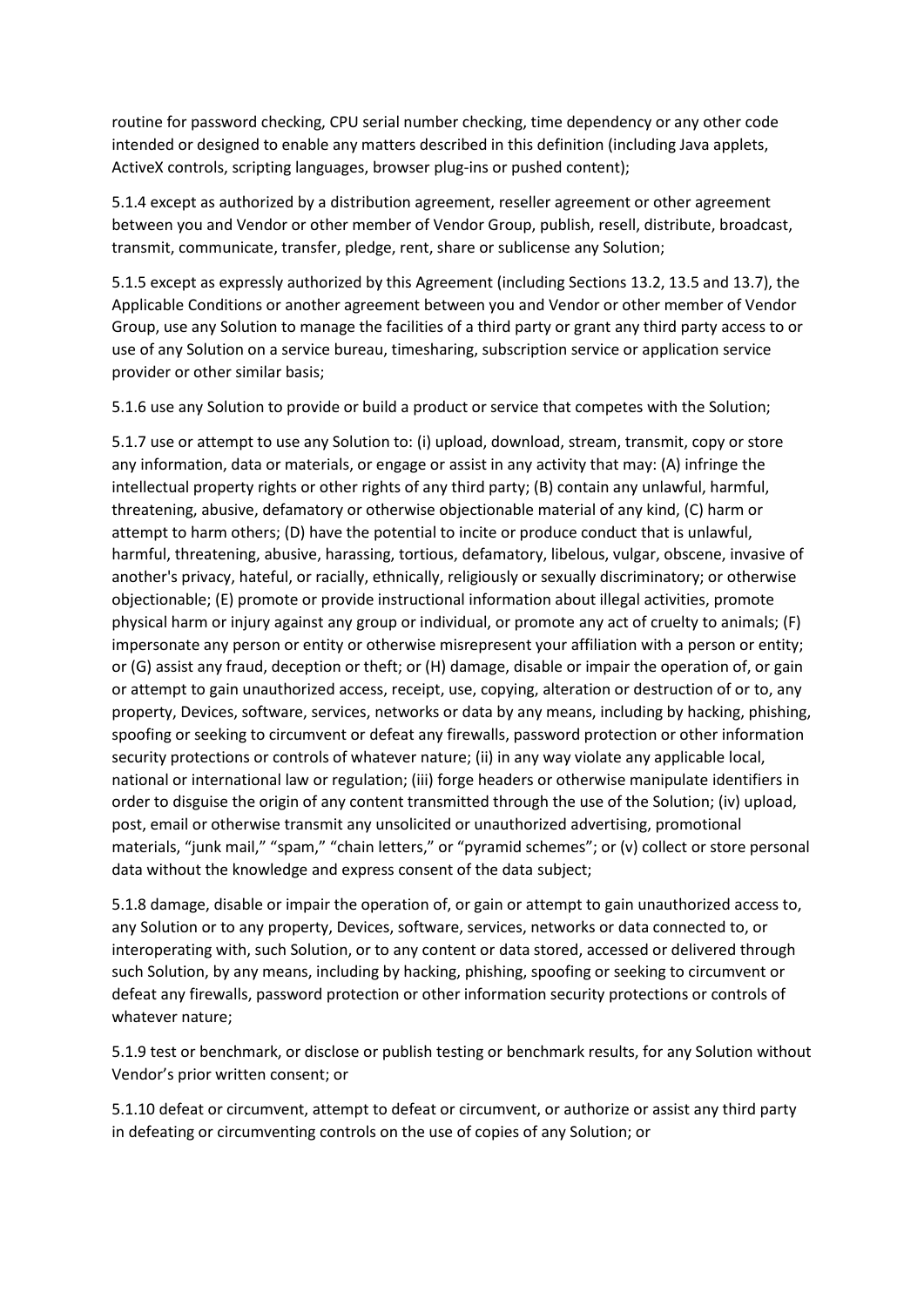routine for password checking, CPU serial number checking, time dependency or any other code intended or designed to enable any matters described in this definition (including Java applets, ActiveX controls, scripting languages, browser plug-ins or pushed content);

5.1.4 except as authorized by a distribution agreement, reseller agreement or other agreement between you and Vendor or other member of Vendor Group, publish, resell, distribute, broadcast, transmit, communicate, transfer, pledge, rent, share or sublicense any Solution;

5.1.5 except as expressly authorized by this Agreement (including Sections 13.2, 13.5 and 13.7), the Applicable Conditions or another agreement between you and Vendor or other member of Vendor Group, use any Solution to manage the facilities of a third party or grant any third party access to or use of any Solution on a service bureau, timesharing, subscription service or application service provider or other similar basis;

5.1.6 use any Solution to provide or build a product or service that competes with the Solution;

5.1.7 use or attempt to use any Solution to: (i) upload, download, stream, transmit, copy or store any information, data or materials, or engage or assist in any activity that may: (A) infringe the intellectual property rights or other rights of any third party; (B) contain any unlawful, harmful, threatening, abusive, defamatory or otherwise objectionable material of any kind, (C) harm or attempt to harm others; (D) have the potential to incite or produce conduct that is unlawful, harmful, threatening, abusive, harassing, tortious, defamatory, libelous, vulgar, obscene, invasive of another's privacy, hateful, or racially, ethnically, religiously or sexually discriminatory; or otherwise objectionable; (E) promote or provide instructional information about illegal activities, promote physical harm or injury against any group or individual, or promote any act of cruelty to animals; (F) impersonate any person or entity or otherwise misrepresent your affiliation with a person or entity; or (G) assist any fraud, deception or theft; or (H) damage, disable or impair the operation of, or gain or attempt to gain unauthorized access, receipt, use, copying, alteration or destruction of or to, any property, Devices, software, services, networks or data by any means, including by hacking, phishing, spoofing or seeking to circumvent or defeat any firewalls, password protection or other information security protections or controls of whatever nature; (ii) in any way violate any applicable local, national or international law or regulation; (iii) forge headers or otherwise manipulate identifiers in order to disguise the origin of any content transmitted through the use of the Solution; (iv) upload, post, email or otherwise transmit any unsolicited or unauthorized advertising, promotional materials, "junk mail," "spam," "chain letters," or "pyramid schemes"; or (v) collect or store personal data without the knowledge and express consent of the data subject;

5.1.8 damage, disable or impair the operation of, or gain or attempt to gain unauthorized access to, any Solution or to any property, Devices, software, services, networks or data connected to, or interoperating with, such Solution, or to any content or data stored, accessed or delivered through such Solution, by any means, including by hacking, phishing, spoofing or seeking to circumvent or defeat any firewalls, password protection or other information security protections or controls of whatever nature;

5.1.9 test or benchmark, or disclose or publish testing or benchmark results, for any Solution without Vendor's prior written consent; or

5.1.10 defeat or circumvent, attempt to defeat or circumvent, or authorize or assist any third party in defeating or circumventing controls on the use of copies of any Solution; or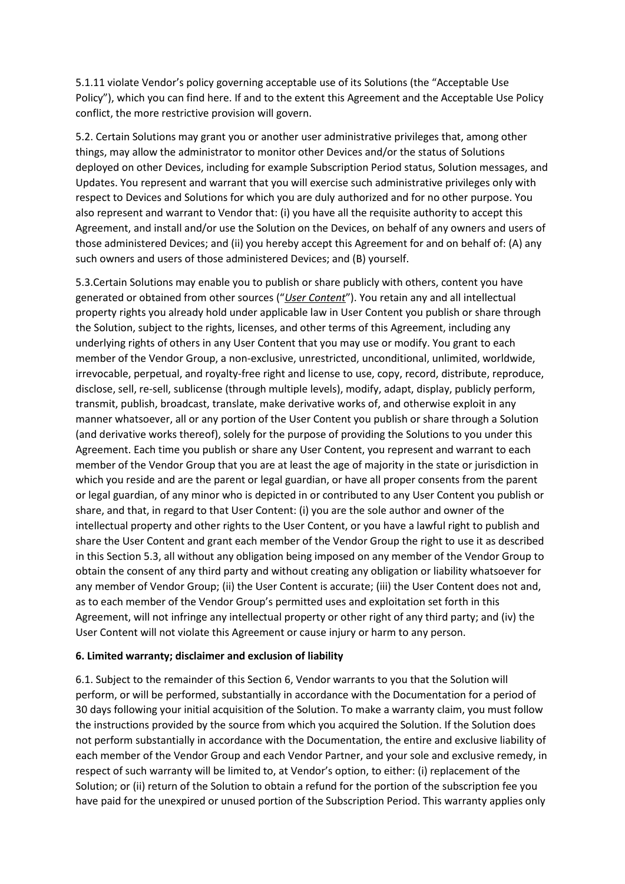5.1.11 violate Vendor's policy governing acceptable use of its Solutions (the "Acceptable Use Policy"), which you can find here. If and to the extent this Agreement and the Acceptable Use Policy conflict, the more restrictive provision will govern.

5.2. Certain Solutions may grant you or another user administrative privileges that, among other things, may allow the administrator to monitor other Devices and/or the status of Solutions deployed on other Devices, including for example Subscription Period status, Solution messages, and Updates. You represent and warrant that you will exercise such administrative privileges only with respect to Devices and Solutions for which you are duly authorized and for no other purpose. You also represent and warrant to Vendor that: (i) you have all the requisite authority to accept this Agreement, and install and/or use the Solution on the Devices, on behalf of any owners and users of those administered Devices; and (ii) you hereby accept this Agreement for and on behalf of: (A) any such owners and users of those administered Devices; and (B) yourself.

5.3.Certain Solutions may enable you to publish or share publicly with others, content you have generated or obtained from other sources ("*User Content*"). You retain any and all intellectual property rights you already hold under applicable law in User Content you publish or share through the Solution, subject to the rights, licenses, and other terms of this Agreement, including any underlying rights of others in any User Content that you may use or modify. You grant to each member of the Vendor Group, a non-exclusive, unrestricted, unconditional, unlimited, worldwide, irrevocable, perpetual, and royalty-free right and license to use, copy, record, distribute, reproduce, disclose, sell, re-sell, sublicense (through multiple levels), modify, adapt, display, publicly perform, transmit, publish, broadcast, translate, make derivative works of, and otherwise exploit in any manner whatsoever, all or any portion of the User Content you publish or share through a Solution (and derivative works thereof), solely for the purpose of providing the Solutions to you under this Agreement. Each time you publish or share any User Content, you represent and warrant to each member of the Vendor Group that you are at least the age of majority in the state or jurisdiction in which you reside and are the parent or legal guardian, or have all proper consents from the parent or legal guardian, of any minor who is depicted in or contributed to any User Content you publish or share, and that, in regard to that User Content: (i) you are the sole author and owner of the intellectual property and other rights to the User Content, or you have a lawful right to publish and share the User Content and grant each member of the Vendor Group the right to use it as described in this Section 5.3, all without any obligation being imposed on any member of the Vendor Group to obtain the consent of any third party and without creating any obligation or liability whatsoever for any member of Vendor Group; (ii) the User Content is accurate; (iii) the User Content does not and, as to each member of the Vendor Group's permitted uses and exploitation set forth in this Agreement, will not infringe any intellectual property or other right of any third party; and (iv) the User Content will not violate this Agreement or cause injury or harm to any person.

**6. Limited warranty; disclaimer and exclusion of liability**

6.1. Subject to the remainder of this Section 6, Vendor warrants to you that the Solution will perform, or will be performed, substantially in accordance with the Documentation for a period of 30 days following your initial acquisition of the Solution. To make a warranty claim, you must follow the instructions provided by the source from which you acquired the Solution. If the Solution does not perform substantially in accordance with the Documentation, the entire and exclusive liability of each member of the Vendor Group and each Vendor Partner, and your sole and exclusive remedy, in respect of such warranty will be limited to, at Vendor's option, to either: (i) replacement of the Solution; or (ii) return of the Solution to obtain a refund for the portion of the subscription fee you have paid for the unexpired or unused portion of the Subscription Period. This warranty applies only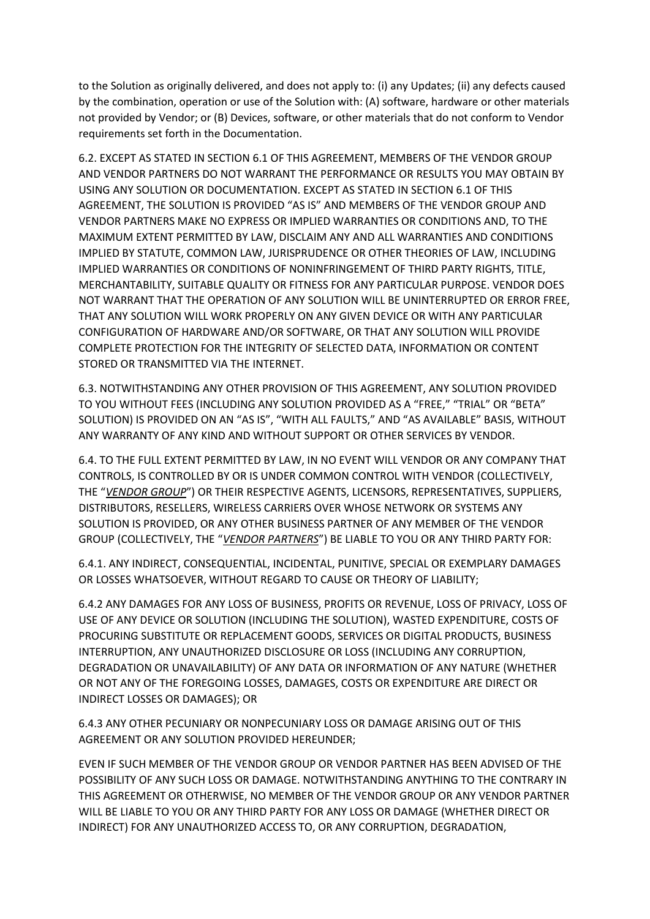to the Solution as originally delivered, and does not apply to: (i) any Updates; (ii) any defects caused by the combination, operation or use of the Solution with: (A) software, hardware or other materials not provided by Vendor; or (B) Devices, software, or other materials that do not conform to Vendor requirements set forth in the Documentation.

6.2. EXCEPT AS STATED IN SECTION 6.1 OF THIS AGREEMENT, MEMBERS OF THE VENDOR GROUP AND VENDOR PARTNERS DO NOT WARRANT THE PERFORMANCE OR RESULTS YOU MAY OBTAIN BY USING ANY SOLUTION OR DOCUMENTATION. EXCEPT AS STATED IN SECTION 6.1 OF THIS AGREEMENT, THE SOLUTION IS PROVIDED "AS IS" AND MEMBERS OF THE VENDOR GROUP AND VENDOR PARTNERS MAKE NO EXPRESS OR IMPLIED WARRANTIES OR CONDITIONS AND, TO THE MAXIMUM EXTENT PERMITTED BY LAW, DISCLAIM ANY AND ALL WARRANTIES AND CONDITIONS IMPLIED BY STATUTE, COMMON LAW, JURISPRUDENCE OR OTHER THEORIES OF LAW, INCLUDING IMPLIED WARRANTIES OR CONDITIONS OF NONINFRINGEMENT OF THIRD PARTY RIGHTS, TITLE, MERCHANTABILITY, SUITABLE QUALITY OR FITNESS FOR ANY PARTICULAR PURPOSE. VENDOR DOES NOT WARRANT THAT THE OPERATION OF ANY SOLUTION WILL BE UNINTERRUPTED OR ERROR FREE, THAT ANY SOLUTION WILL WORK PROPERLY ON ANY GIVEN DEVICE OR WITH ANY PARTICULAR CONFIGURATION OF HARDWARE AND/OR SOFTWARE, OR THAT ANY SOLUTION WILL PROVIDE COMPLETE PROTECTION FOR THE INTEGRITY OF SELECTED DATA, INFORMATION OR CONTENT STORED OR TRANSMITTED VIA THE INTERNET.

6.3. NOTWITHSTANDING ANY OTHER PROVISION OF THIS AGREEMENT, ANY SOLUTION PROVIDED TO YOU WITHOUT FEES (INCLUDING ANY SOLUTION PROVIDED AS A "FREE," "TRIAL" OR "BETA" SOLUTION) IS PROVIDED ON AN "AS IS", "WITH ALL FAULTS," AND "AS AVAILABLE" BASIS, WITHOUT ANY WARRANTY OF ANY KIND AND WITHOUT SUPPORT OR OTHER SERVICES BY VENDOR.

6.4. TO THE FULL EXTENT PERMITTED BY LAW, IN NO EVENT WILL VENDOR OR ANY COMPANY THAT CONTROLS, IS CONTROLLED BY OR IS UNDER COMMON CONTROL WITH VENDOR (COLLECTIVELY, THE "***VENDOR GROUP***") OR THEIR RESPECTIVE AGENTS, LICENSORS, REPRESENTATIVES, SUPPLIERS, DISTRIBUTORS, RESELLERS, WIRELESS CARRIERS OVER WHOSE NETWORK OR SYSTEMS ANY SOLUTION IS PROVIDED, OR ANY OTHER BUSINESS PARTNER OF ANY MEMBER OF THE VENDOR GROUP (COLLECTIVELY, THE "***VENDOR PARTNERS***") BE LIABLE TO YOU OR ANY THIRD PARTY FOR:

6.4.1. ANY INDIRECT, CONSEQUENTIAL, INCIDENTAL, PUNITIVE, SPECIAL OR EXEMPLARY DAMAGES OR LOSSES WHATSOEVER, WITHOUT REGARD TO CAUSE OR THEORY OF LIABILITY;

6.4.2 ANY DAMAGES FOR ANY LOSS OF BUSINESS, PROFITS OR REVENUE, LOSS OF PRIVACY, LOSS OF USE OF ANY DEVICE OR SOLUTION (INCLUDING THE SOLUTION), WASTED EXPENDITURE, COSTS OF PROCURING SUBSTITUTE OR REPLACEMENT GOODS, SERVICES OR DIGITAL PRODUCTS, BUSINESS INTERRUPTION, ANY UNAUTHORIZED DISCLOSURE OR LOSS (INCLUDING ANY CORRUPTION, DEGRADATION OR UNAVAILABILITY) OF ANY DATA OR INFORMATION OF ANY NATURE (WHETHER OR NOT ANY OF THE FOREGOING LOSSES, DAMAGES, COSTS OR EXPENDITURE ARE DIRECT OR INDIRECT LOSSES OR DAMAGES); OR

6.4.3 ANY OTHER PECUNIARY OR NONPECUNIARY LOSS OR DAMAGE ARISING OUT OF THIS AGREEMENT OR ANY SOLUTION PROVIDED HEREUNDER;

EVEN IF SUCH MEMBER OF THE VENDOR GROUP OR VENDOR PARTNER HAS BEEN ADVISED OF THE POSSIBILITY OF ANY SUCH LOSS OR DAMAGE. NOTWITHSTANDING ANYTHING TO THE CONTRARY IN THIS AGREEMENT OR OTHERWISE, NO MEMBER OF THE VENDOR GROUP OR ANY VENDOR PARTNER WILL BE LIABLE TO YOU OR ANY THIRD PARTY FOR ANY LOSS OR DAMAGE (WHETHER DIRECT OR INDIRECT) FOR ANY UNAUTHORIZED ACCESS TO, OR ANY CORRUPTION, DEGRADATION,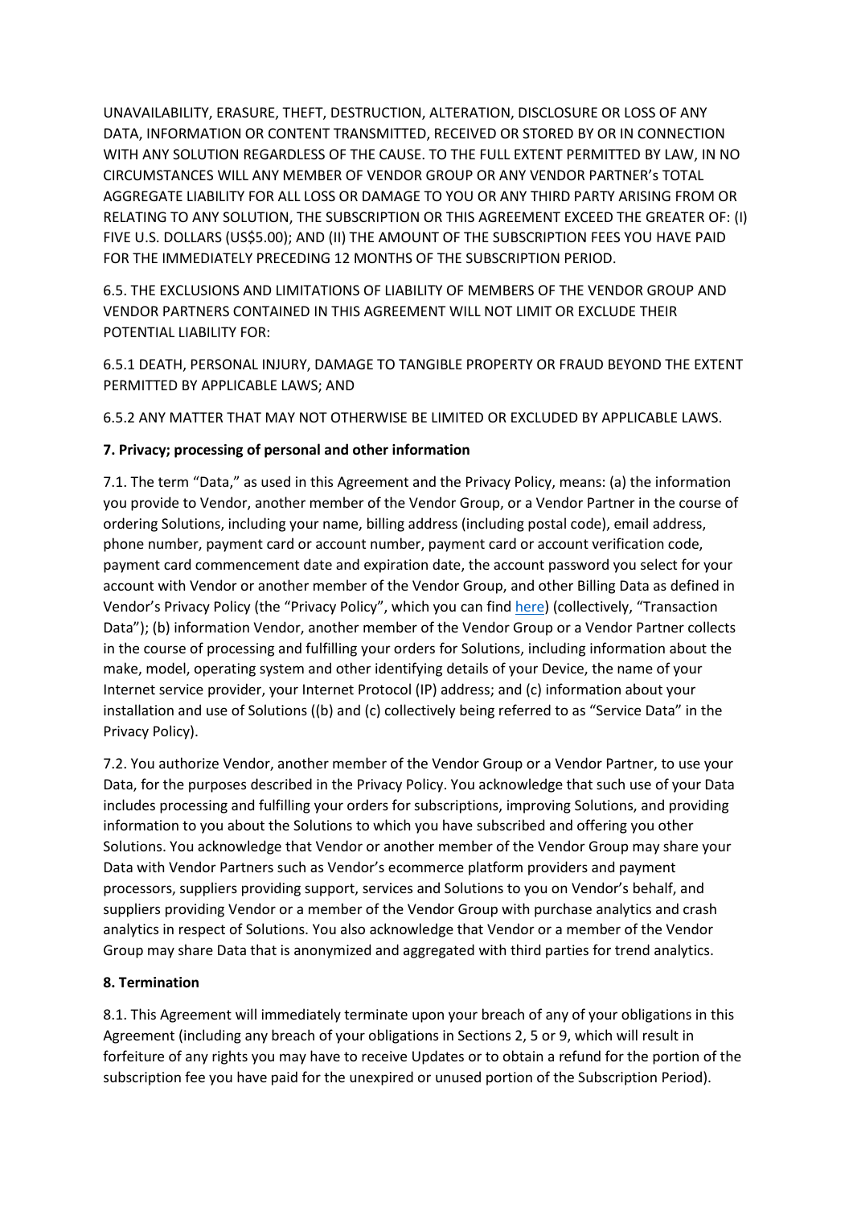UNAVAILABILITY, ERASURE, THEFT, DESTRUCTION, ALTERATION, DISCLOSURE OR LOSS OF ANY DATA, INFORMATION OR CONTENT TRANSMITTED, RECEIVED OR STORED BY OR IN CONNECTION WITH ANY SOLUTION REGARDLESS OF THE CAUSE. TO THE FULL EXTENT PERMITTED BY LAW, IN NO CIRCUMSTANCES WILL ANY MEMBER OF VENDOR GROUP OR ANY VENDOR PARTNER's TOTAL AGGREGATE LIABILITY FOR ALL LOSS OR DAMAGE TO YOU OR ANY THIRD PARTY ARISING FROM OR RELATING TO ANY SOLUTION, THE SUBSCRIPTION OR THIS AGREEMENT EXCEED THE GREATER OF: (I) FIVE U.S. DOLLARS (US$5.00); AND (II) THE AMOUNT OF THE SUBSCRIPTION FEES YOU HAVE PAID FOR THE IMMEDIATELY PRECEDING 12 MONTHS OF THE SUBSCRIPTION PERIOD.

6.5. THE EXCLUSIONS AND LIMITATIONS OF LIABILITY OF MEMBERS OF THE VENDOR GROUP AND VENDOR PARTNERS CONTAINED IN THIS AGREEMENT WILL NOT LIMIT OR EXCLUDE THEIR POTENTIAL LIABILITY FOR:

6.5.1 DEATH, PERSONAL INJURY, DAMAGE TO TANGIBLE PROPERTY OR FRAUD BEYOND THE EXTENT PERMITTED BY APPLICABLE LAWS; AND

6.5.2 ANY MATTER THAT MAY NOT OTHERWISE BE LIMITED OR EXCLUDED BY APPLICABLE LAWS.

**7. Privacy; processing of personal and other information**

7.1. The term "Data," as used in this Agreement and the Privacy Policy, means: (a) the information you provide to Vendor, another member of the Vendor Group, or a Vendor Partner in the course of ordering Solutions, including your name, billing address (including postal code), email address, phone number, payment card or account number, payment card or account verification code, payment card commencement date and expiration date, the account password you select for your account with Vendor or another member of the Vendor Group, and other Billing Data as defined in Vendor's Privacy Policy (the "Privacy Policy", which you can find here) (collectively, "Transaction Data"); (b) information Vendor, another member of the Vendor Group or a Vendor Partner collects in the course of processing and fulfilling your orders for Solutions, including information about the make, model, operating system and other identifying details of your Device, the name of your Internet service provider, your Internet Protocol (IP) address; and (c) information about your installation and use of Solutions ((b) and (c) collectively being referred to as "Service Data" in the Privacy Policy).

7.2. You authorize Vendor, another member of the Vendor Group or a Vendor Partner, to use your Data, for the purposes described in the Privacy Policy. You acknowledge that such use of your Data includes processing and fulfilling your orders for subscriptions, improving Solutions, and providing information to you about the Solutions to which you have subscribed and offering you other Solutions. You acknowledge that Vendor or another member of the Vendor Group may share your Data with Vendor Partners such as Vendor's ecommerce platform providers and payment processors, suppliers providing support, services and Solutions to you on Vendor's behalf, and suppliers providing Vendor or a member of the Vendor Group with purchase analytics and crash analytics in respect of Solutions. You also acknowledge that Vendor or a member of the Vendor Group may share Data that is anonymized and aggregated with third parties for trend analytics.

**8. Termination**

8.1. This Agreement will immediately terminate upon your breach of any of your obligations in this Agreement (including any breach of your obligations in Sections 2, 5 or 9, which will result in forfeiture of any rights you may have to receive Updates or to obtain a refund for the portion of the subscription fee you have paid for the unexpired or unused portion of the Subscription Period).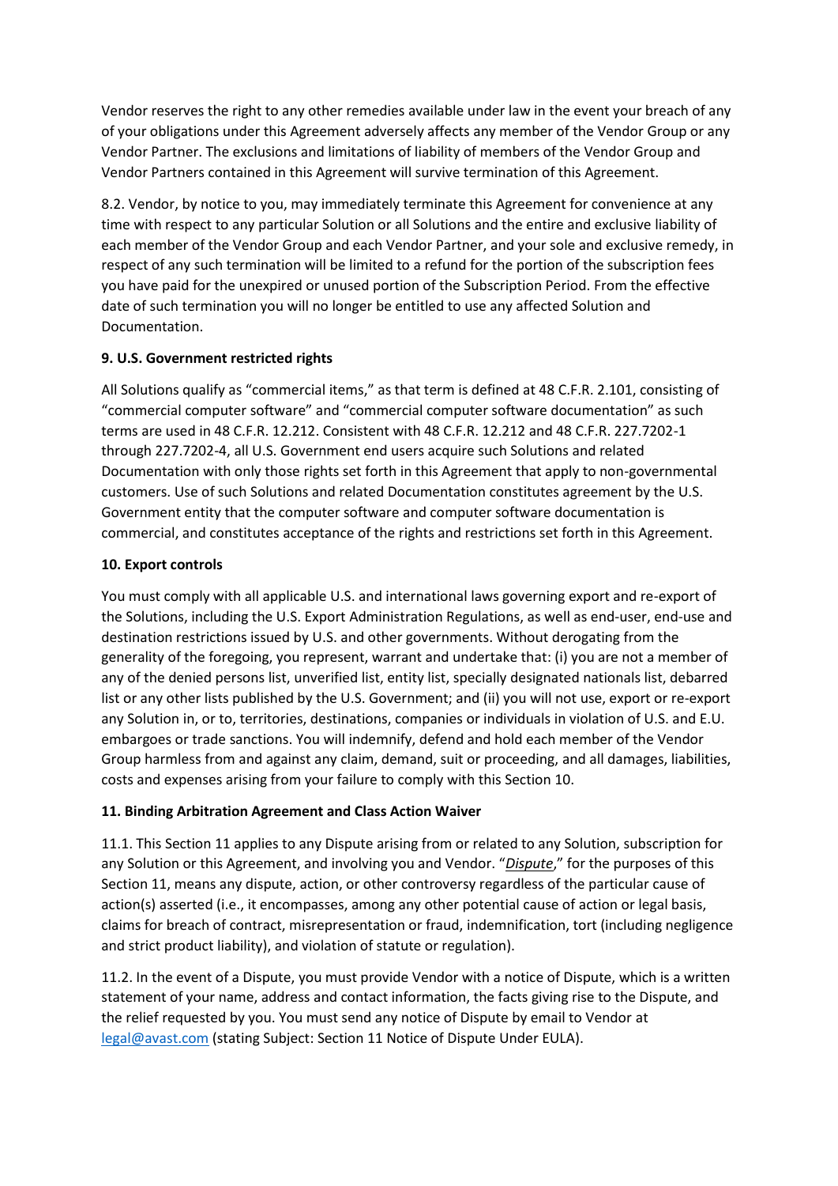Vendor reserves the right to any other remedies available under law in the event your breach of any of your obligations under this Agreement adversely affects any member of the Vendor Group or any Vendor Partner. The exclusions and limitations of liability of members of the Vendor Group and Vendor Partners contained in this Agreement will survive termination of this Agreement.

8.2. Vendor, by notice to you, may immediately terminate this Agreement for convenience at any time with respect to any particular Solution or all Solutions and the entire and exclusive liability of each member of the Vendor Group and each Vendor Partner, and your sole and exclusive remedy, in respect of any such termination will be limited to a refund for the portion of the subscription fees you have paid for the unexpired or unused portion of the Subscription Period. From the effective date of such termination you will no longer be entitled to use any affected Solution and Documentation.

**9. U.S. Government restricted rights**

All Solutions qualify as "commercial items," as that term is defined at 48 C.F.R. 2.101, consisting of "commercial computer software" and "commercial computer software documentation" as such terms are used in 48 C.F.R. 12.212. Consistent with 48 C.F.R. 12.212 and 48 C.F.R. 227.7202-1 through 227.7202-4, all U.S. Government end users acquire such Solutions and related Documentation with only those rights set forth in this Agreement that apply to non-governmental customers. Use of such Solutions and related Documentation constitutes agreement by the U.S. Government entity that the computer software and computer software documentation is commercial, and constitutes acceptance of the rights and restrictions set forth in this Agreement.

**10. Export controls**

You must comply with all applicable U.S. and international laws governing export and re-export of the Solutions, including the U.S. Export Administration Regulations, as well as end-user, end-use and destination restrictions issued by U.S. and other governments. Without derogating from the generality of the foregoing, you represent, warrant and undertake that: (i) you are not a member of any of the denied persons list, unverified list, entity list, specially designated nationals list, debarred list or any other lists published by the U.S. Government; and (ii) you will not use, export or re-export any Solution in, or to, territories, destinations, companies or individuals in violation of U.S. and E.U. embargoes or trade sanctions. You will indemnify, defend and hold each member of the Vendor Group harmless from and against any claim, demand, suit or proceeding, and all damages, liabilities, costs and expenses arising from your failure to comply with this Section 10.

**11. Binding Arbitration Agreement and Class Action Waiver**

11.1. This Section 11 applies to any Dispute arising from or related to any Solution, subscription for any Solution or this Agreement, and involving you and Vendor. "***Dispute***," for the purposes of this Section 11, means any dispute, action, or other controversy regardless of the particular cause of action(s) asserted (i.e., it encompasses, among any other potential cause of action or legal basis, claims for breach of contract, misrepresentation or fraud, indemnification, tort (including negligence and strict product liability), and violation of statute or regulation).

11.2. In the event of a Dispute, you must provide Vendor with a notice of Dispute, which is a written statement of your name, address and contact information, the facts giving rise to the Dispute, and the relief requested by you. You must send any notice of Dispute by email to Vendor at legal@avast.com (stating Subject: Section 11 Notice of Dispute Under EULA).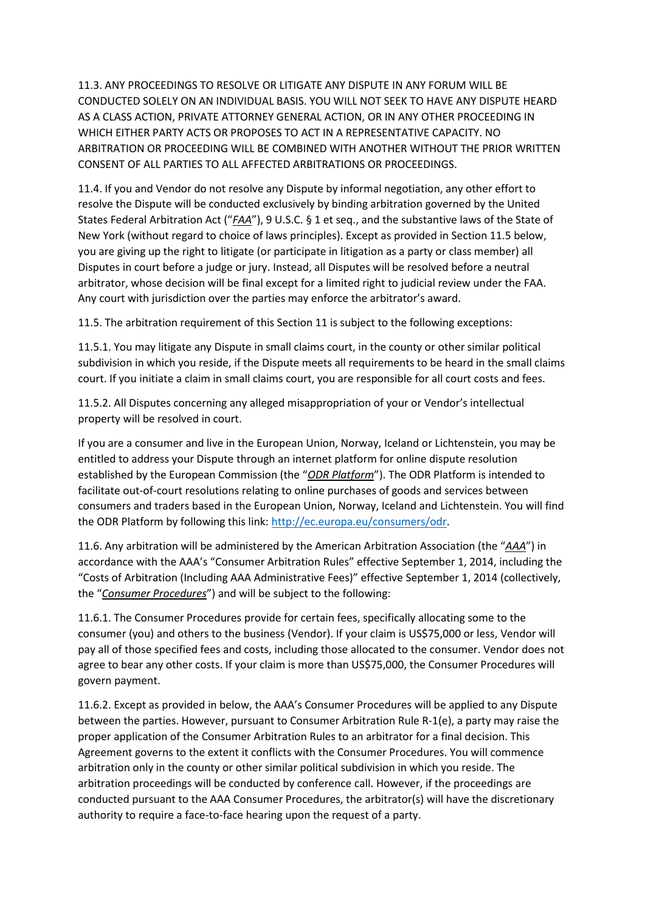11.3. ANY PROCEEDINGS TO RESOLVE OR LITIGATE ANY DISPUTE IN ANY FORUM WILL BE CONDUCTED SOLELY ON AN INDIVIDUAL BASIS. YOU WILL NOT SEEK TO HAVE ANY DISPUTE HEARD AS A CLASS ACTION, PRIVATE ATTORNEY GENERAL ACTION, OR IN ANY OTHER PROCEEDING IN WHICH EITHER PARTY ACTS OR PROPOSES TO ACT IN A REPRESENTATIVE CAPACITY. NO ARBITRATION OR PROCEEDING WILL BE COMBINED WITH ANOTHER WITHOUT THE PRIOR WRITTEN CONSENT OF ALL PARTIES TO ALL AFFECTED ARBITRATIONS OR PROCEEDINGS.

11.4. If you and Vendor do not resolve any Dispute by informal negotiation, any other effort to resolve the Dispute will be conducted exclusively by binding arbitration governed by the United States Federal Arbitration Act ("*FAA*"), 9 U.S.C. § 1 et seq., and the substantive laws of the State of New York (without regard to choice of laws principles). Except as provided in Section 11.5 below, you are giving up the right to litigate (or participate in litigation as a party or class member) all Disputes in court before a judge or jury. Instead, all Disputes will be resolved before a neutral arbitrator, whose decision will be final except for a limited right to judicial review under the FAA. Any court with jurisdiction over the parties may enforce the arbitrator's award.

11.5. The arbitration requirement of this Section 11 is subject to the following exceptions:

11.5.1. You may litigate any Dispute in small claims court, in the county or other similar political subdivision in which you reside, if the Dispute meets all requirements to be heard in the small claims court. If you initiate a claim in small claims court, you are responsible for all court costs and fees.

11.5.2. All Disputes concerning any alleged misappropriation of your or Vendor's intellectual property will be resolved in court.

If you are a consumer and live in the European Union, Norway, Iceland or Lichtenstein, you may be entitled to address your Dispute through an internet platform for online dispute resolution established by the European Commission (the "*ODR Platform*"). The ODR Platform is intended to facilitate out-of-court resolutions relating to online purchases of goods and services between consumers and traders based in the European Union, Norway, Iceland and Lichtenstein. You will find the ODR Platform by following this link: [http://ec.europa.eu/consumers/odr](http://ec.europa.eu/consumers/odr).

11.6. Any arbitration will be administered by the American Arbitration Association (the "*AAA*") in accordance with the AAA's "Consumer Arbitration Rules" effective September 1, 2014, including the "Costs of Arbitration (Including AAA Administrative Fees)" effective September 1, 2014 (collectively, the "*Consumer Procedures*") and will be subject to the following:

11.6.1. The Consumer Procedures provide for certain fees, specifically allocating some to the consumer (you) and others to the business (Vendor). If your claim is US$75,000 or less, Vendor will pay all of those specified fees and costs, including those allocated to the consumer. Vendor does not agree to bear any other costs. If your claim is more than US$75,000, the Consumer Procedures will govern payment.

11.6.2. Except as provided in below, the AAA's Consumer Procedures will be applied to any Dispute between the parties. However, pursuant to Consumer Arbitration Rule R-1(e), a party may raise the proper application of the Consumer Arbitration Rules to an arbitrator for a final decision. This Agreement governs to the extent it conflicts with the Consumer Procedures. You will commence arbitration only in the county or other similar political subdivision in which you reside. The arbitration proceedings will be conducted by conference call. However, if the proceedings are conducted pursuant to the AAA Consumer Procedures, the arbitrator(s) will have the discretionary authority to require a face-to-face hearing upon the request of a party.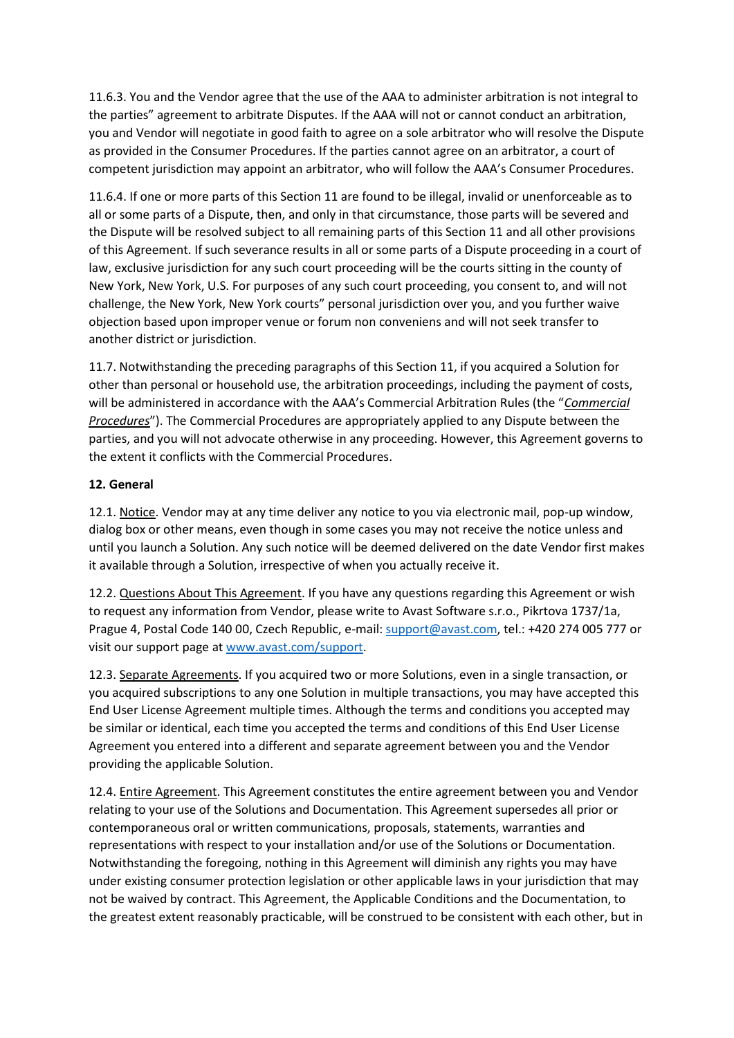11.6.3. You and the Vendor agree that the use of the AAA to administer arbitration is not integral to the parties" agreement to arbitrate Disputes. If the AAA will not or cannot conduct an arbitration, you and Vendor will negotiate in good faith to agree on a sole arbitrator who will resolve the Dispute as provided in the Consumer Procedures. If the parties cannot agree on an arbitrator, a court of competent jurisdiction may appoint an arbitrator, who will follow the AAA's Consumer Procedures.

11.6.4. If one or more parts of this Section 11 are found to be illegal, invalid or unenforceable as to all or some parts of a Dispute, then, and only in that circumstance, those parts will be severed and the Dispute will be resolved subject to all remaining parts of this Section 11 and all other provisions of this Agreement. If such severance results in all or some parts of a Dispute proceeding in a court of law, exclusive jurisdiction for any such court proceeding will be the courts sitting in the county of New York, New York, U.S. For purposes of any such court proceeding, you consent to, and will not challenge, the New York, New York courts" personal jurisdiction over you, and you further waive objection based upon improper venue or forum non conveniens and will not seek transfer to another district or jurisdiction.

11.7. Notwithstanding the preceding paragraphs of this Section 11, if you acquired a Solution for other than personal or household use, the arbitration proceedings, including the payment of costs, will be administered in accordance with the AAA's Commercial Arbitration Rules (the "*Commercial Procedures*"). The Commercial Procedures are appropriately applied to any Dispute between the parties, and you will not advocate otherwise in any proceeding. However, this Agreement governs to the extent it conflicts with the Commercial Procedures.

**12. General**

12.1. Notice. Vendor may at any time deliver any notice to you via electronic mail, pop-up window, dialog box or other means, even though in some cases you may not receive the notice unless and until you launch a Solution. Any such notice will be deemed delivered on the date Vendor first makes it available through a Solution, irrespective of when you actually receive it.

12.2. Questions About This Agreement. If you have any questions regarding this Agreement or wish to request any information from Vendor, please write to Avast Software s.r.o., Pikrtova 1737/1a, Prague 4, Postal Code 140 00, Czech Republic, e-mail: support@avast.com, tel.: +420 274 005 777 or visit our support page at www.avast.com/support.

12.3. Separate Agreements. If you acquired two or more Solutions, even in a single transaction, or you acquired subscriptions to any one Solution in multiple transactions, you may have accepted this End User License Agreement multiple times. Although the terms and conditions you accepted may be similar or identical, each time you accepted the terms and conditions of this End User License Agreement you entered into a different and separate agreement between you and the Vendor providing the applicable Solution.

12.4. Entire Agreement. This Agreement constitutes the entire agreement between you and Vendor relating to your use of the Solutions and Documentation. This Agreement supersedes all prior or contemporaneous oral or written communications, proposals, statements, warranties and representations with respect to your installation and/or use of the Solutions or Documentation. Notwithstanding the foregoing, nothing in this Agreement will diminish any rights you may have under existing consumer protection legislation or other applicable laws in your jurisdiction that may not be waived by contract. This Agreement, the Applicable Conditions and the Documentation, to the greatest extent reasonably practicable, will be construed to be consistent with each other, but in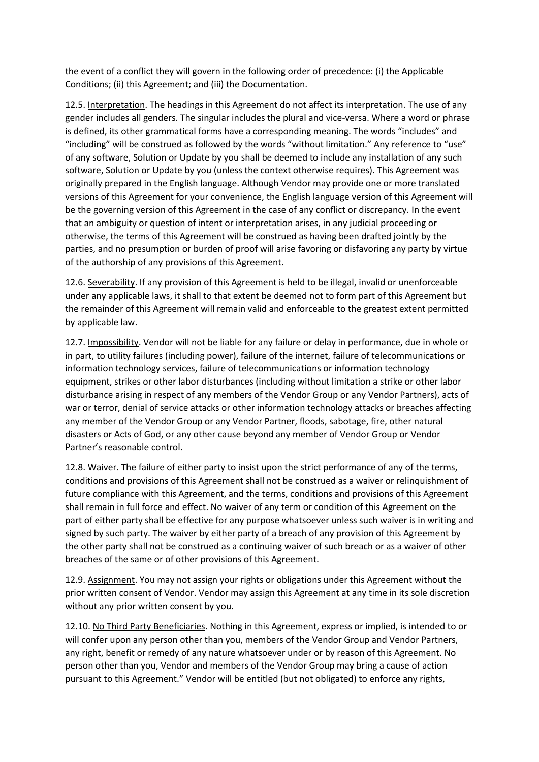the event of a conflict they will govern in the following order of precedence: (i) the Applicable Conditions; (ii) this Agreement; and (iii) the Documentation.

12.5. Interpretation. The headings in this Agreement do not affect its interpretation. The use of any gender includes all genders. The singular includes the plural and vice-versa. Where a word or phrase is defined, its other grammatical forms have a corresponding meaning. The words "includes" and "including" will be construed as followed by the words "without limitation." Any reference to "use" of any software, Solution or Update by you shall be deemed to include any installation of any such software, Solution or Update by you (unless the context otherwise requires). This Agreement was originally prepared in the English language. Although Vendor may provide one or more translated versions of this Agreement for your convenience, the English language version of this Agreement will be the governing version of this Agreement in the case of any conflict or discrepancy. In the event that an ambiguity or question of intent or interpretation arises, in any judicial proceeding or otherwise, the terms of this Agreement will be construed as having been drafted jointly by the parties, and no presumption or burden of proof will arise favoring or disfavoring any party by virtue of the authorship of any provisions of this Agreement.

12.6. Severability. If any provision of this Agreement is held to be illegal, invalid or unenforceable under any applicable laws, it shall to that extent be deemed not to form part of this Agreement but the remainder of this Agreement will remain valid and enforceable to the greatest extent permitted by applicable law.

12.7. Impossibility. Vendor will not be liable for any failure or delay in performance, due in whole or in part, to utility failures (including power), failure of the internet, failure of telecommunications or information technology services, failure of telecommunications or information technology equipment, strikes or other labor disturbances (including without limitation a strike or other labor disturbance arising in respect of any members of the Vendor Group or any Vendor Partners), acts of war or terror, denial of service attacks or other information technology attacks or breaches affecting any member of the Vendor Group or any Vendor Partner, floods, sabotage, fire, other natural disasters or Acts of God, or any other cause beyond any member of Vendor Group or Vendor Partner's reasonable control.

12.8. Waiver. The failure of either party to insist upon the strict performance of any of the terms, conditions and provisions of this Agreement shall not be construed as a waiver or relinquishment of future compliance with this Agreement, and the terms, conditions and provisions of this Agreement shall remain in full force and effect. No waiver of any term or condition of this Agreement on the part of either party shall be effective for any purpose whatsoever unless such waiver is in writing and signed by such party. The waiver by either party of a breach of any provision of this Agreement by the other party shall not be construed as a continuing waiver of such breach or as a waiver of other breaches of the same or of other provisions of this Agreement.

12.9. Assignment. You may not assign your rights or obligations under this Agreement without the prior written consent of Vendor. Vendor may assign this Agreement at any time in its sole discretion without any prior written consent by you.

12.10. No Third Party Beneficiaries. Nothing in this Agreement, express or implied, is intended to or will confer upon any person other than you, members of the Vendor Group and Vendor Partners, any right, benefit or remedy of any nature whatsoever under or by reason of this Agreement. No person other than you, Vendor and members of the Vendor Group may bring a cause of action pursuant to this Agreement." Vendor will be entitled (but not obligated) to enforce any rights,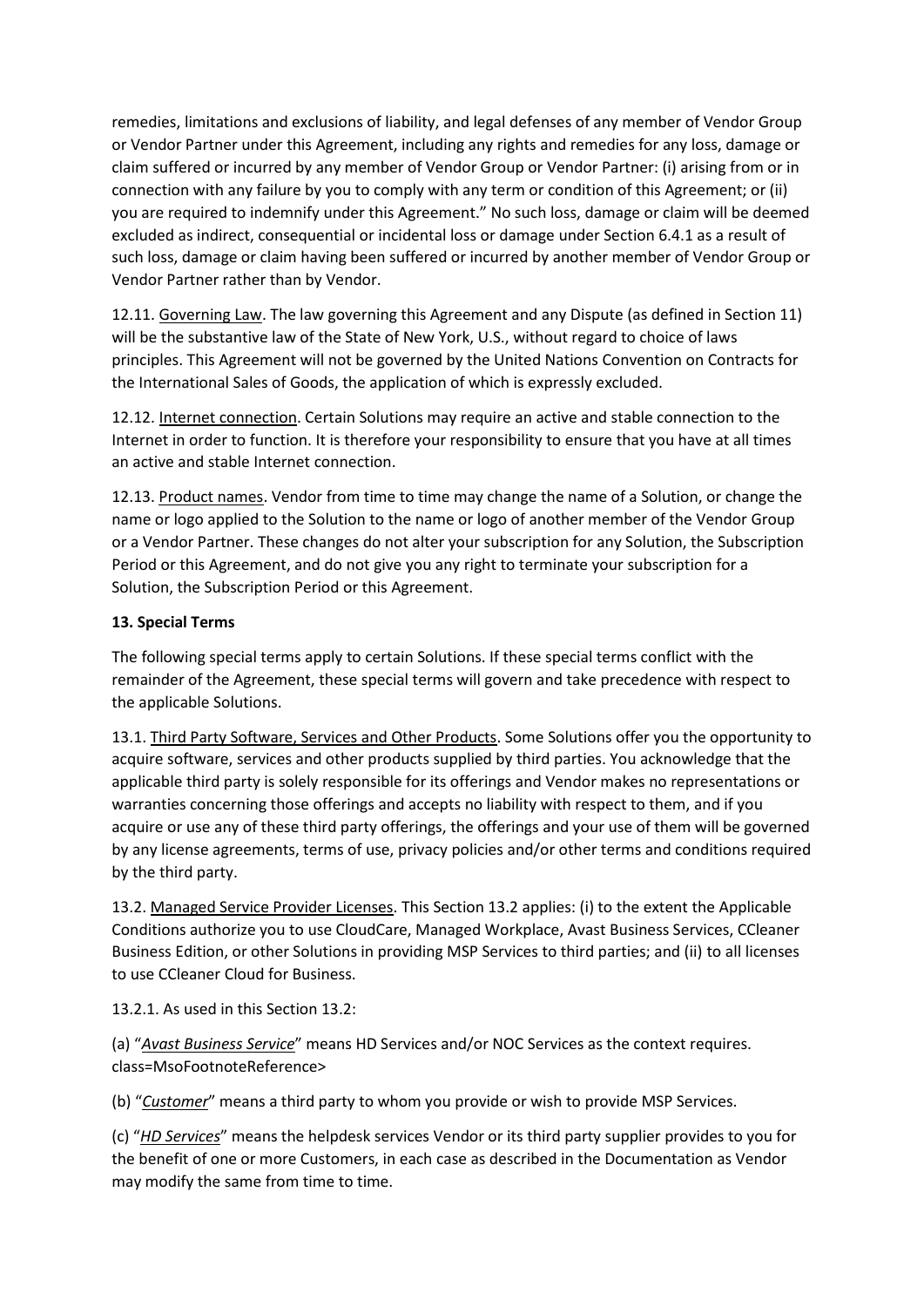remedies, limitations and exclusions of liability, and legal defenses of any member of Vendor Group or Vendor Partner under this Agreement, including any rights and remedies for any loss, damage or claim suffered or incurred by any member of Vendor Group or Vendor Partner: (i) arising from or in connection with any failure by you to comply with any term or condition of this Agreement; or (ii) you are required to indemnify under this Agreement." No such loss, damage or claim will be deemed excluded as indirect, consequential or incidental loss or damage under Section 6.4.1 as a result of such loss, damage or claim having been suffered or incurred by another member of Vendor Group or Vendor Partner rather than by Vendor.

12.11. Governing Law. The law governing this Agreement and any Dispute (as defined in Section 11) will be the substantive law of the State of New York, U.S., without regard to choice of laws principles. This Agreement will not be governed by the United Nations Convention on Contracts for the International Sales of Goods, the application of which is expressly excluded.

12.12. Internet connection. Certain Solutions may require an active and stable connection to the Internet in order to function. It is therefore your responsibility to ensure that you have at all times an active and stable Internet connection.

12.13. Product names. Vendor from time to time may change the name of a Solution, or change the name or logo applied to the Solution to the name or logo of another member of the Vendor Group or a Vendor Partner. These changes do not alter your subscription for any Solution, the Subscription Period or this Agreement, and do not give you any right to terminate your subscription for a Solution, the Subscription Period or this Agreement.

**13. Special Terms**

The following special terms apply to certain Solutions. If these special terms conflict with the remainder of the Agreement, these special terms will govern and take precedence with respect to the applicable Solutions.

13.1. Third Party Software, Services and Other Products. Some Solutions offer you the opportunity to acquire software, services and other products supplied by third parties. You acknowledge that the applicable third party is solely responsible for its offerings and Vendor makes no representations or warranties concerning those offerings and accepts no liability with respect to them, and if you acquire or use any of these third party offerings, the offerings and your use of them will be governed by any license agreements, terms of use, privacy policies and/or other terms and conditions required by the third party.

13.2. Managed Service Provider Licenses. This Section 13.2 applies: (i) to the extent the Applicable Conditions authorize you to use CloudCare, Managed Workplace, Avast Business Services, CCleaner Business Edition, or other Solutions in providing MSP Services to third parties; and (ii) to all licenses to use CCleaner Cloud for Business.

13.2.1. As used in this Section 13.2:

(a) "*Avast Business Service*" means HD Services and/or NOC Services as the context requires. class=MsoFootnoteReference>

(b) "*Customer*" means a third party to whom you provide or wish to provide MSP Services.

(c) "*HD Services*" means the helpdesk services Vendor or its third party supplier provides to you for the benefit of one or more Customers, in each case as described in the Documentation as Vendor may modify the same from time to time.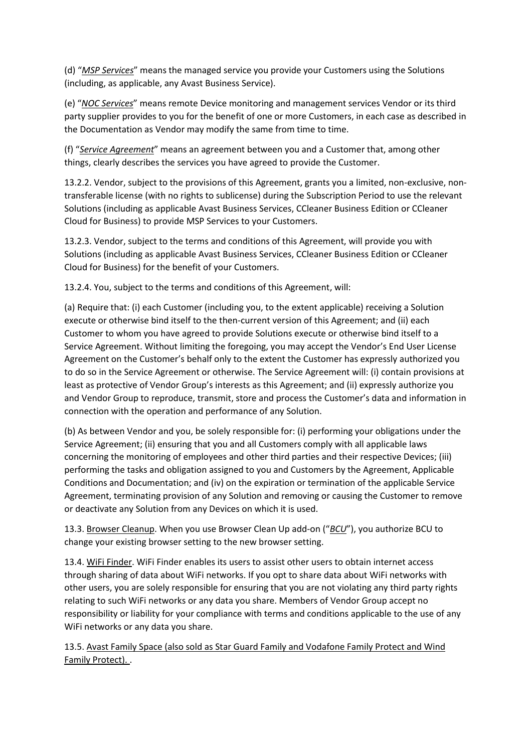(d) “*MSP Services*” means the managed service you provide your Customers using the Solutions (including, as applicable, any Avast Business Service).

(e) “*NOC Services*” means remote Device monitoring and management services Vendor or its third party supplier provides to you for the benefit of one or more Customers, in each case as described in the Documentation as Vendor may modify the same from time to time.

(f) “*Service Agreement*” means an agreement between you and a Customer that, among other things, clearly describes the services you have agreed to provide the Customer.

13.2.2. Vendor, subject to the provisions of this Agreement, grants you a limited, non-exclusive, non-transferable license (with no rights to sublicense) during the Subscription Period to use the relevant Solutions (including as applicable Avast Business Services, CCleaner Business Edition or CCleaner Cloud for Business) to provide MSP Services to your Customers.

13.2.3. Vendor, subject to the terms and conditions of this Agreement, will provide you with Solutions (including as applicable Avast Business Services, CCleaner Business Edition or CCleaner Cloud for Business) for the benefit of your Customers.

13.2.4. You, subject to the terms and conditions of this Agreement, will:

(a) Require that: (i) each Customer (including you, to the extent applicable) receiving a Solution execute or otherwise bind itself to the then-current version of this Agreement; and (ii) each Customer to whom you have agreed to provide Solutions execute or otherwise bind itself to a Service Agreement. Without limiting the foregoing, you may accept the Vendor’s End User License Agreement on the Customer’s behalf only to the extent the Customer has expressly authorized you to do so in the Service Agreement or otherwise. The Service Agreement will: (i) contain provisions at least as protective of Vendor Group’s interests as this Agreement; and (ii) expressly authorize you and Vendor Group to reproduce, transmit, store and process the Customer’s data and information in connection with the operation and performance of any Solution.

(b) As between Vendor and you, be solely responsible for: (i) performing your obligations under the Service Agreement; (ii) ensuring that you and all Customers comply with all applicable laws concerning the monitoring of employees and other third parties and their respective Devices; (iii) performing the tasks and obligation assigned to you and Customers by the Agreement, Applicable Conditions and Documentation; and (iv) on the expiration or termination of the applicable Service Agreement, terminating provision of any Solution and removing or causing the Customer to remove or deactivate any Solution from any Devices on which it is used.

13.3. Browser Cleanup. When you use Browser Clean Up add-on (“*BCU*”), you authorize BCU to change your existing browser setting to the new browser setting.

13.4. WiFi Finder. WiFi Finder enables its users to assist other users to obtain internet access through sharing of data about WiFi networks. If you opt to share data about WiFi networks with other users, you are solely responsible for ensuring that you are not violating any third party rights relating to such WiFi networks or any data you share. Members of Vendor Group accept no responsibility or liability for your compliance with terms and conditions applicable to the use of any WiFi networks or any data you share.

13.5. Avast Family Space (also sold as Star Guard Family and Vodafone Family Protect and Wind Family Protect). .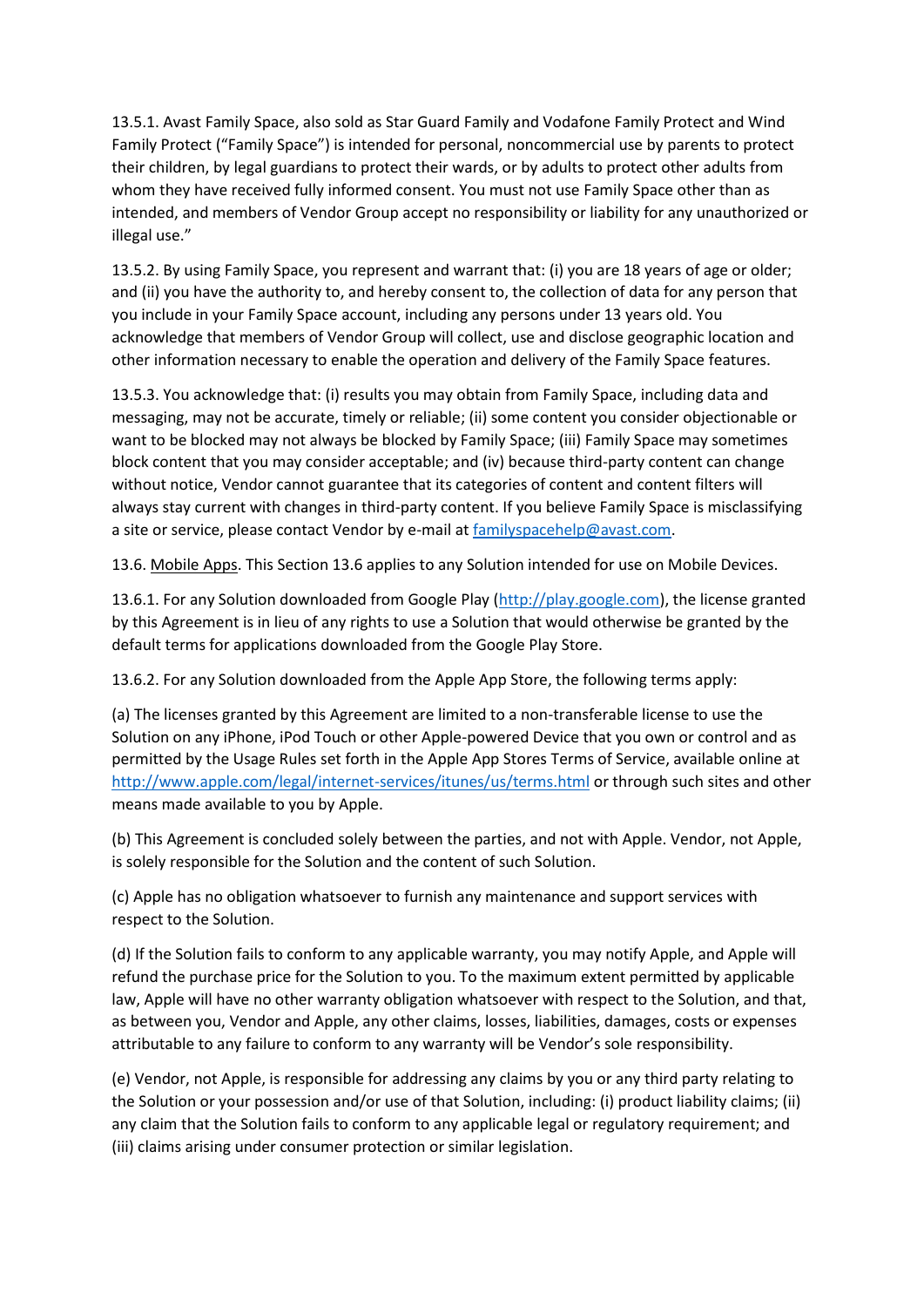13.5.1. Avast Family Space, also sold as Star Guard Family and Vodafone Family Protect and Wind Family Protect ("Family Space") is intended for personal, noncommercial use by parents to protect their children, by legal guardians to protect their wards, or by adults to protect other adults from whom they have received fully informed consent. You must not use Family Space other than as intended, and members of Vendor Group accept no responsibility or liability for any unauthorized or illegal use."

13.5.2. By using Family Space, you represent and warrant that: (i) you are 18 years of age or older; and (ii) you have the authority to, and hereby consent to, the collection of data for any person that you include in your Family Space account, including any persons under 13 years old. You acknowledge that members of Vendor Group will collect, use and disclose geographic location and other information necessary to enable the operation and delivery of the Family Space features.

13.5.3. You acknowledge that: (i) results you may obtain from Family Space, including data and messaging, may not be accurate, timely or reliable; (ii) some content you consider objectionable or want to be blocked may not always be blocked by Family Space; (iii) Family Space may sometimes block content that you may consider acceptable; and (iv) because third-party content can change without notice, Vendor cannot guarantee that its categories of content and content filters will always stay current with changes in third-party content. If you believe Family Space is misclassifying a site or service, please contact Vendor by e-mail at [familyspacehelp@avast.com](mailto:familyspacehelp@avast.com).

13.6. Mobile Apps. This Section 13.6 applies to any Solution intended for use on Mobile Devices.

13.6.1. For any Solution downloaded from Google Play ([http://play.google.com](http://play.google.com)), the license granted by this Agreement is in lieu of any rights to use a Solution that would otherwise be granted by the default terms for applications downloaded from the Google Play Store.

13.6.2. For any Solution downloaded from the Apple App Store, the following terms apply:

(a) The licenses granted by this Agreement are limited to a non-transferable license to use the Solution on any iPhone, iPod Touch or other Apple-powered Device that you own or control and as permitted by the Usage Rules set forth in the Apple App Stores Terms of Service, available online at [http://www.apple.com/legal/internet-services/itunes/us/terms.html](http://www.apple.com/legal/internet-services/itunes/us/terms.html) or through such sites and other means made available to you by Apple.

(b) This Agreement is concluded solely between the parties, and not with Apple. Vendor, not Apple, is solely responsible for the Solution and the content of such Solution.

(c) Apple has no obligation whatsoever to furnish any maintenance and support services with respect to the Solution.

(d) If the Solution fails to conform to any applicable warranty, you may notify Apple, and Apple will refund the purchase price for the Solution to you. To the maximum extent permitted by applicable law, Apple will have no other warranty obligation whatsoever with respect to the Solution, and that, as between you, Vendor and Apple, any other claims, losses, liabilities, damages, costs or expenses attributable to any failure to conform to any warranty will be Vendor's sole responsibility.

(e) Vendor, not Apple, is responsible for addressing any claims by you or any third party relating to the Solution or your possession and/or use of that Solution, including: (i) product liability claims; (ii) any claim that the Solution fails to conform to any applicable legal or regulatory requirement; and (iii) claims arising under consumer protection or similar legislation.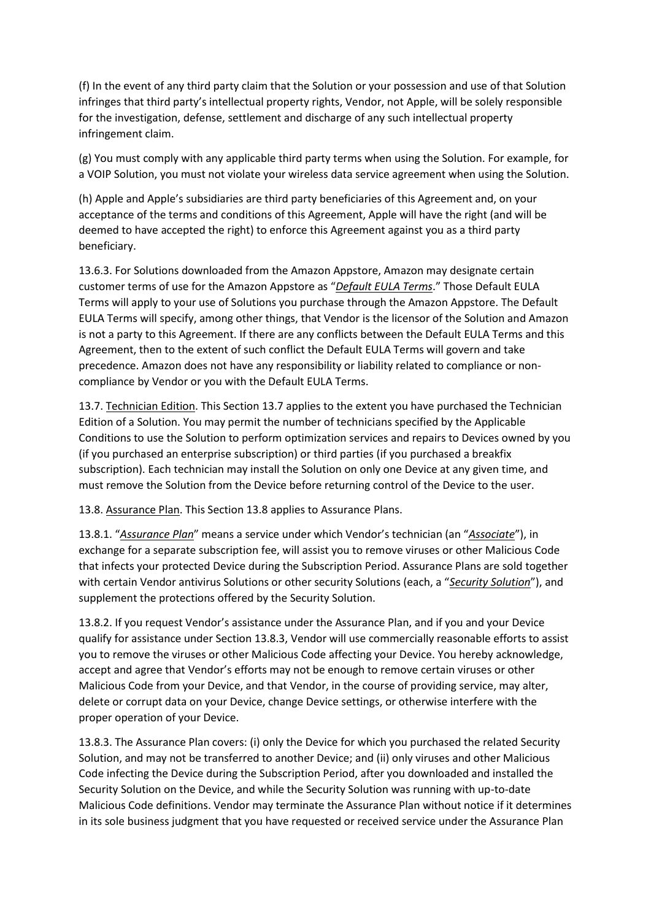(f) In the event of any third party claim that the Solution or your possession and use of that Solution infringes that third party's intellectual property rights, Vendor, not Apple, will be solely responsible for the investigation, defense, settlement and discharge of any such intellectual property infringement claim.

(g) You must comply with any applicable third party terms when using the Solution. For example, for a VOIP Solution, you must not violate your wireless data service agreement when using the Solution.

(h) Apple and Apple's subsidiaries are third party beneficiaries of this Agreement and, on your acceptance of the terms and conditions of this Agreement, Apple will have the right (and will be deemed to have accepted the right) to enforce this Agreement against you as a third party beneficiary.

13.6.3. For Solutions downloaded from the Amazon Appstore, Amazon may designate certain customer terms of use for the Amazon Appstore as "*Default EULA Terms*." Those Default EULA Terms will apply to your use of Solutions you purchase through the Amazon Appstore. The Default EULA Terms will specify, among other things, that Vendor is the licensor of the Solution and Amazon is not a party to this Agreement. If there are any conflicts between the Default EULA Terms and this Agreement, then to the extent of such conflict the Default EULA Terms will govern and take precedence. Amazon does not have any responsibility or liability related to compliance or non-compliance by Vendor or you with the Default EULA Terms.

13.7. Technician Edition. This Section 13.7 applies to the extent you have purchased the Technician Edition of a Solution. You may permit the number of technicians specified by the Applicable Conditions to use the Solution to perform optimization services and repairs to Devices owned by you (if you purchased an enterprise subscription) or third parties (if you purchased a breakfix subscription). Each technician may install the Solution on only one Device at any given time, and must remove the Solution from the Device before returning control of the Device to the user.

13.8. Assurance Plan. This Section 13.8 applies to Assurance Plans.

13.8.1. "*Assurance Plan*" means a service under which Vendor's technician (an "*Associate*"), in exchange for a separate subscription fee, will assist you to remove viruses or other Malicious Code that infects your protected Device during the Subscription Period. Assurance Plans are sold together with certain Vendor antivirus Solutions or other security Solutions (each, a "*Security Solution*"), and supplement the protections offered by the Security Solution.

13.8.2. If you request Vendor's assistance under the Assurance Plan, and if you and your Device qualify for assistance under Section 13.8.3, Vendor will use commercially reasonable efforts to assist you to remove the viruses or other Malicious Code affecting your Device. You hereby acknowledge, accept and agree that Vendor's efforts may not be enough to remove certain viruses or other Malicious Code from your Device, and that Vendor, in the course of providing service, may alter, delete or corrupt data on your Device, change Device settings, or otherwise interfere with the proper operation of your Device.

13.8.3. The Assurance Plan covers: (i) only the Device for which you purchased the related Security Solution, and may not be transferred to another Device; and (ii) only viruses and other Malicious Code infecting the Device during the Subscription Period, after you downloaded and installed the Security Solution on the Device, and while the Security Solution was running with up-to-date Malicious Code definitions. Vendor may terminate the Assurance Plan without notice if it determines in its sole business judgment that you have requested or received service under the Assurance Plan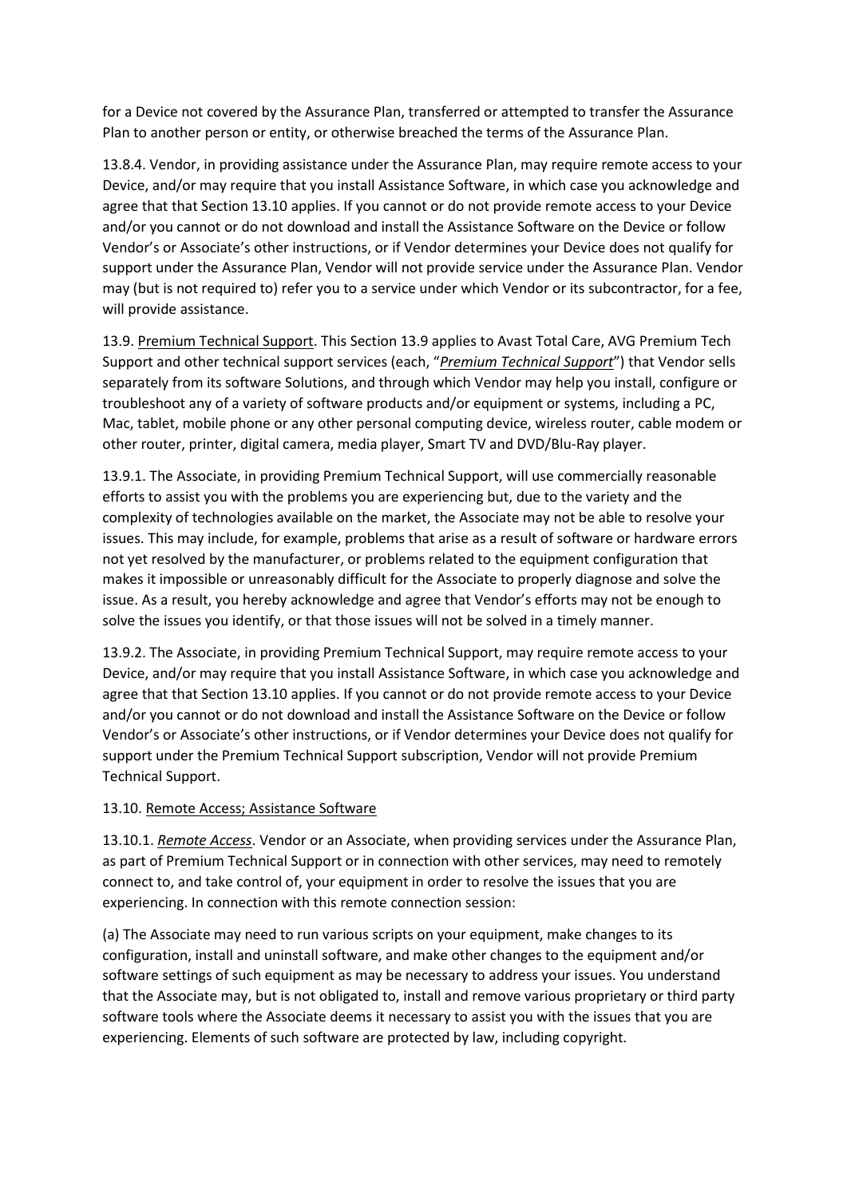for a Device not covered by the Assurance Plan, transferred or attempted to transfer the Assurance Plan to another person or entity, or otherwise breached the terms of the Assurance Plan.

13.8.4. Vendor, in providing assistance under the Assurance Plan, may require remote access to your Device, and/or may require that you install Assistance Software, in which case you acknowledge and agree that that Section 13.10 applies. If you cannot or do not provide remote access to your Device and/or you cannot or do not download and install the Assistance Software on the Device or follow Vendor's or Associate's other instructions, or if Vendor determines your Device does not qualify for support under the Assurance Plan, Vendor will not provide service under the Assurance Plan. Vendor may (but is not required to) refer you to a service under which Vendor or its subcontractor, for a fee, will provide assistance.

13.9. Premium Technical Support. This Section 13.9 applies to Avast Total Care, AVG Premium Tech Support and other technical support services (each, "***Premium Technical Support***") that Vendor sells separately from its software Solutions, and through which Vendor may help you install, configure or troubleshoot any of a variety of software products and/or equipment or systems, including a PC, Mac, tablet, mobile phone or any other personal computing device, wireless router, cable modem or other router, printer, digital camera, media player, Smart TV and DVD/Blu-Ray player.

13.9.1. The Associate, in providing Premium Technical Support, will use commercially reasonable efforts to assist you with the problems you are experiencing but, due to the variety and the complexity of technologies available on the market, the Associate may not be able to resolve your issues. This may include, for example, problems that arise as a result of software or hardware errors not yet resolved by the manufacturer, or problems related to the equipment configuration that makes it impossible or unreasonably difficult for the Associate to properly diagnose and solve the issue. As a result, you hereby acknowledge and agree that Vendor's efforts may not be enough to solve the issues you identify, or that those issues will not be solved in a timely manner.

13.9.2. The Associate, in providing Premium Technical Support, may require remote access to your Device, and/or may require that you install Assistance Software, in which case you acknowledge and agree that that Section 13.10 applies. If you cannot or do not provide remote access to your Device and/or you cannot or do not download and install the Assistance Software on the Device or follow Vendor's or Associate's other instructions, or if Vendor determines your Device does not qualify for support under the Premium Technical Support subscription, Vendor will not provide Premium Technical Support.

13.10. Remote Access; Assistance Software

13.10.1. *Remote Access*. Vendor or an Associate, when providing services under the Assurance Plan, as part of Premium Technical Support or in connection with other services, may need to remotely connect to, and take control of, your equipment in order to resolve the issues that you are experiencing. In connection with this remote connection session:

(a) The Associate may need to run various scripts on your equipment, make changes to its configuration, install and uninstall software, and make other changes to the equipment and/or software settings of such equipment as may be necessary to address your issues. You understand that the Associate may, but is not obligated to, install and remove various proprietary or third party software tools where the Associate deems it necessary to assist you with the issues that you are experiencing. Elements of such software are protected by law, including copyright.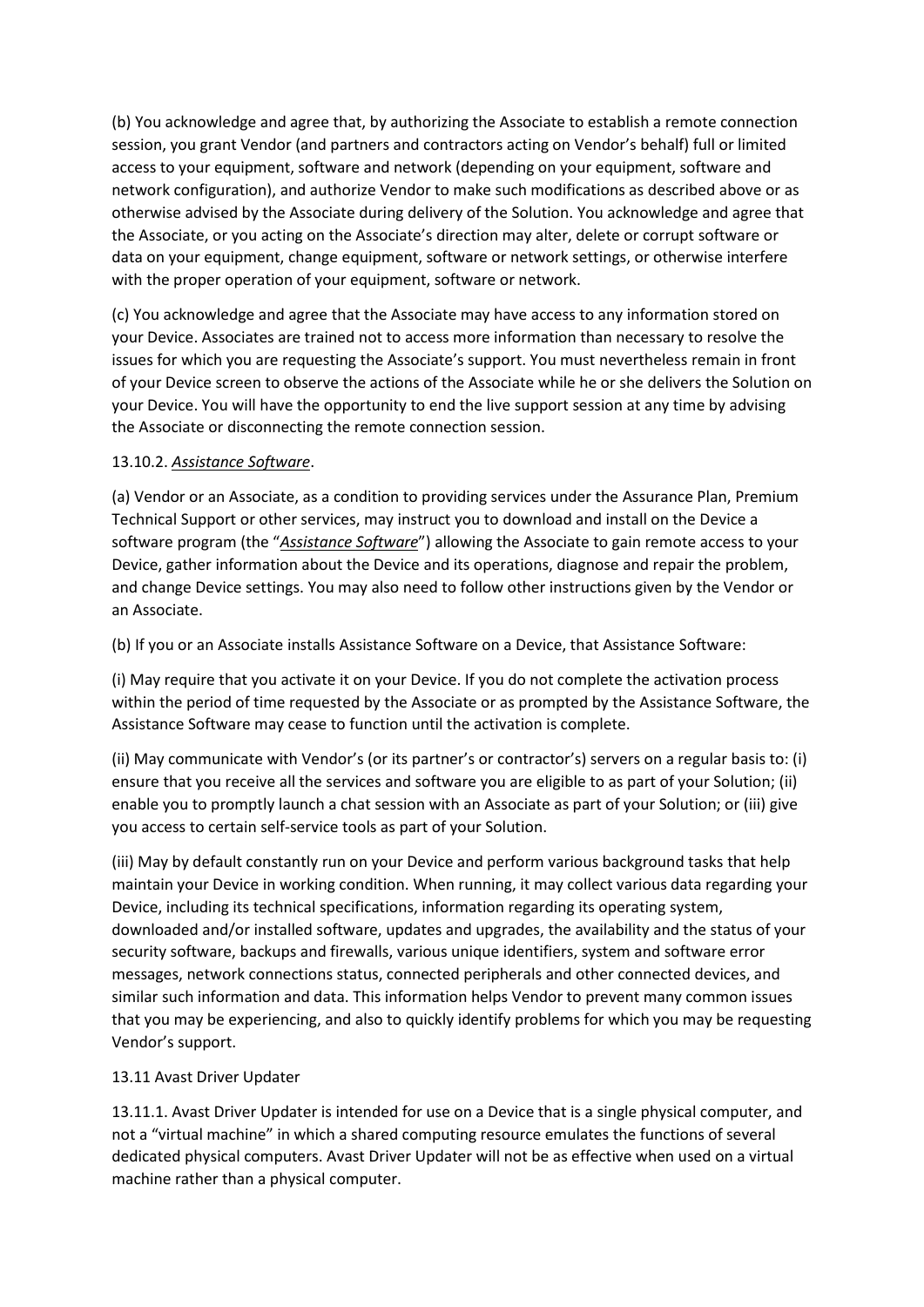(b) You acknowledge and agree that, by authorizing the Associate to establish a remote connection session, you grant Vendor (and partners and contractors acting on Vendor's behalf) full or limited access to your equipment, software and network (depending on your equipment, software and network configuration), and authorize Vendor to make such modifications as described above or as otherwise advised by the Associate during delivery of the Solution. You acknowledge and agree that the Associate, or you acting on the Associate's direction may alter, delete or corrupt software or data on your equipment, change equipment, software or network settings, or otherwise interfere with the proper operation of your equipment, software or network.

(c) You acknowledge and agree that the Associate may have access to any information stored on your Device. Associates are trained not to access more information than necessary to resolve the issues for which you are requesting the Associate's support. You must nevertheless remain in front of your Device screen to observe the actions of the Associate while he or she delivers the Solution on your Device. You will have the opportunity to end the live support session at any time by advising the Associate or disconnecting the remote connection session.

13.10.2. ***Assistance Software***.

(a) Vendor or an Associate, as a condition to providing services under the Assurance Plan, Premium Technical Support or other services, may instruct you to download and install on the Device a software program (the "***Assistance Software***") allowing the Associate to gain remote access to your Device, gather information about the Device and its operations, diagnose and repair the problem, and change Device settings. You may also need to follow other instructions given by the Vendor or an Associate.

(b) If you or an Associate installs Assistance Software on a Device, that Assistance Software:

(i) May require that you activate it on your Device. If you do not complete the activation process within the period of time requested by the Associate or as prompted by the Assistance Software, the Assistance Software may cease to function until the activation is complete.

(ii) May communicate with Vendor's (or its partner's or contractor's) servers on a regular basis to: (i) ensure that you receive all the services and software you are eligible to as part of your Solution; (ii) enable you to promptly launch a chat session with an Associate as part of your Solution; or (iii) give you access to certain self-service tools as part of your Solution.

(iii) May by default constantly run on your Device and perform various background tasks that help maintain your Device in working condition. When running, it may collect various data regarding your Device, including its technical specifications, information regarding its operating system, downloaded and/or installed software, updates and upgrades, the availability and the status of your security software, backups and firewalls, various unique identifiers, system and software error messages, network connections status, connected peripherals and other connected devices, and similar such information and data. This information helps Vendor to prevent many common issues that you may be experiencing, and also to quickly identify problems for which you may be requesting Vendor's support.

13.11 Avast Driver Updater

13.11.1. Avast Driver Updater is intended for use on a Device that is a single physical computer, and not a "virtual machine" in which a shared computing resource emulates the functions of several dedicated physical computers. Avast Driver Updater will not be as effective when used on a virtual machine rather than a physical computer.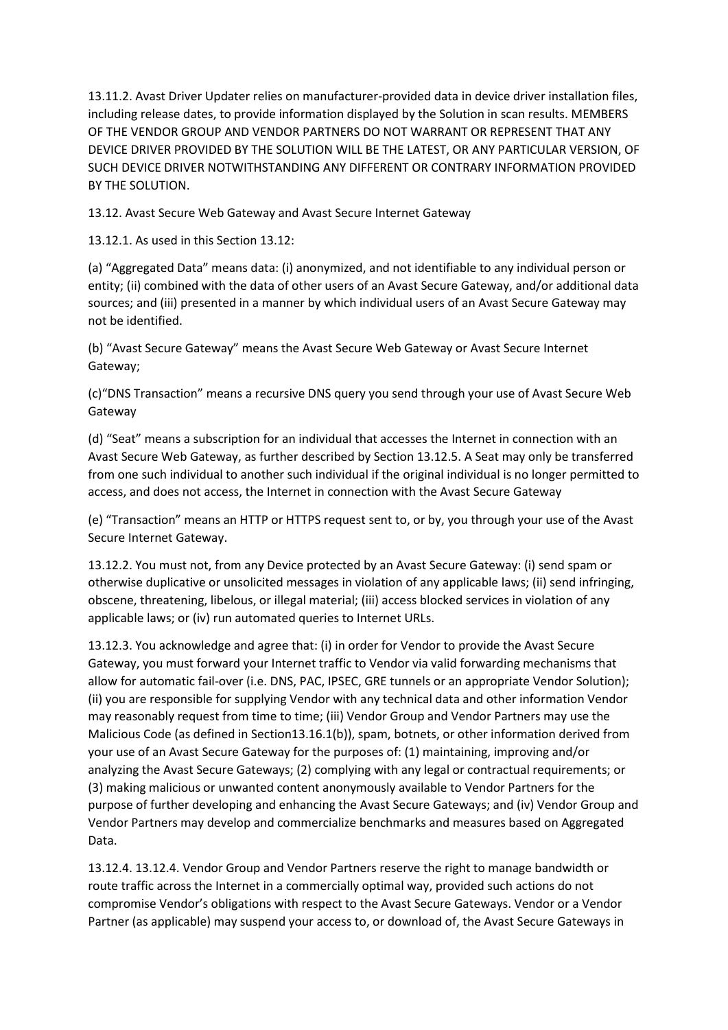13.11.2. Avast Driver Updater relies on manufacturer-provided data in device driver installation files, including release dates, to provide information displayed by the Solution in scan results. MEMBERS OF THE VENDOR GROUP AND VENDOR PARTNERS DO NOT WARRANT OR REPRESENT THAT ANY DEVICE DRIVER PROVIDED BY THE SOLUTION WILL BE THE LATEST, OR ANY PARTICULAR VERSION, OF SUCH DEVICE DRIVER NOTWITHSTANDING ANY DIFFERENT OR CONTRARY INFORMATION PROVIDED BY THE SOLUTION.

13.12. Avast Secure Web Gateway and Avast Secure Internet Gateway

13.12.1. As used in this Section 13.12:

(a) "Aggregated Data" means data: (i) anonymized, and not identifiable to any individual person or entity; (ii) combined with the data of other users of an Avast Secure Gateway, and/or additional data sources; and (iii) presented in a manner by which individual users of an Avast Secure Gateway may not be identified.

(b) "Avast Secure Gateway" means the Avast Secure Web Gateway or Avast Secure Internet Gateway;

(c)"DNS Transaction" means a recursive DNS query you send through your use of Avast Secure Web Gateway

(d) "Seat" means a subscription for an individual that accesses the Internet in connection with an Avast Secure Web Gateway, as further described by Section 13.12.5. A Seat may only be transferred from one such individual to another such individual if the original individual is no longer permitted to access, and does not access, the Internet in connection with the Avast Secure Gateway

(e) "Transaction" means an HTTP or HTTPS request sent to, or by, you through your use of the Avast Secure Internet Gateway.

13.12.2. You must not, from any Device protected by an Avast Secure Gateway: (i) send spam or otherwise duplicative or unsolicited messages in violation of any applicable laws; (ii) send infringing, obscene, threatening, libelous, or illegal material; (iii) access blocked services in violation of any applicable laws; or (iv) run automated queries to Internet URLs.

13.12.3. You acknowledge and agree that: (i) in order for Vendor to provide the Avast Secure Gateway, you must forward your Internet traffic to Vendor via valid forwarding mechanisms that allow for automatic fail-over (i.e. DNS, PAC, IPSEC, GRE tunnels or an appropriate Vendor Solution); (ii) you are responsible for supplying Vendor with any technical data and other information Vendor may reasonably request from time to time; (iii) Vendor Group and Vendor Partners may use the Malicious Code (as defined in Section13.16.1(b)), spam, botnets, or other information derived from your use of an Avast Secure Gateway for the purposes of: (1) maintaining, improving and/or analyzing the Avast Secure Gateways; (2) complying with any legal or contractual requirements; or (3) making malicious or unwanted content anonymously available to Vendor Partners for the purpose of further developing and enhancing the Avast Secure Gateways; and (iv) Vendor Group and Vendor Partners may develop and commercialize benchmarks and measures based on Aggregated Data.

13.12.4. 13.12.4. Vendor Group and Vendor Partners reserve the right to manage bandwidth or route traffic across the Internet in a commercially optimal way, provided such actions do not compromise Vendor's obligations with respect to the Avast Secure Gateways. Vendor or a Vendor Partner (as applicable) may suspend your access to, or download of, the Avast Secure Gateways in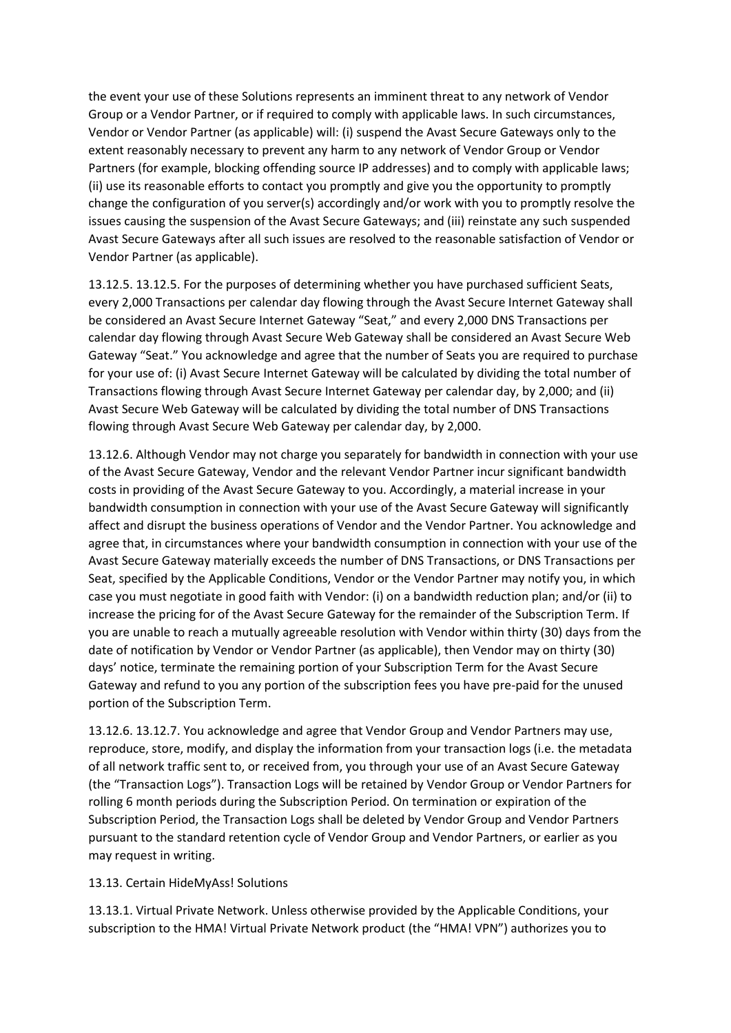the event your use of these Solutions represents an imminent threat to any network of Vendor Group or a Vendor Partner, or if required to comply with applicable laws. In such circumstances, Vendor or Vendor Partner (as applicable) will: (i) suspend the Avast Secure Gateways only to the extent reasonably necessary to prevent any harm to any network of Vendor Group or Vendor Partners (for example, blocking offending source IP addresses) and to comply with applicable laws; (ii) use its reasonable efforts to contact you promptly and give you the opportunity to promptly change the configuration of you server(s) accordingly and/or work with you to promptly resolve the issues causing the suspension of the Avast Secure Gateways; and (iii) reinstate any such suspended Avast Secure Gateways after all such issues are resolved to the reasonable satisfaction of Vendor or Vendor Partner (as applicable).

13.12.5. 13.12.5. For the purposes of determining whether you have purchased sufficient Seats, every 2,000 Transactions per calendar day flowing through the Avast Secure Internet Gateway shall be considered an Avast Secure Internet Gateway "Seat," and every 2,000 DNS Transactions per calendar day flowing through Avast Secure Web Gateway shall be considered an Avast Secure Web Gateway "Seat." You acknowledge and agree that the number of Seats you are required to purchase for your use of: (i) Avast Secure Internet Gateway will be calculated by dividing the total number of Transactions flowing through Avast Secure Internet Gateway per calendar day, by 2,000; and (ii) Avast Secure Web Gateway will be calculated by dividing the total number of DNS Transactions flowing through Avast Secure Web Gateway per calendar day, by 2,000.

13.12.6. Although Vendor may not charge you separately for bandwidth in connection with your use of the Avast Secure Gateway, Vendor and the relevant Vendor Partner incur significant bandwidth costs in providing of the Avast Secure Gateway to you. Accordingly, a material increase in your bandwidth consumption in connection with your use of the Avast Secure Gateway will significantly affect and disrupt the business operations of Vendor and the Vendor Partner. You acknowledge and agree that, in circumstances where your bandwidth consumption in connection with your use of the Avast Secure Gateway materially exceeds the number of DNS Transactions, or DNS Transactions per Seat, specified by the Applicable Conditions, Vendor or the Vendor Partner may notify you, in which case you must negotiate in good faith with Vendor: (i) on a bandwidth reduction plan; and/or (ii) to increase the pricing for of the Avast Secure Gateway for the remainder of the Subscription Term. If you are unable to reach a mutually agreeable resolution with Vendor within thirty (30) days from the date of notification by Vendor or Vendor Partner (as applicable), then Vendor may on thirty (30) days' notice, terminate the remaining portion of your Subscription Term for the Avast Secure Gateway and refund to you any portion of the subscription fees you have pre-paid for the unused portion of the Subscription Term.

13.12.6. 13.12.7. You acknowledge and agree that Vendor Group and Vendor Partners may use, reproduce, store, modify, and display the information from your transaction logs (i.e. the metadata of all network traffic sent to, or received from, you through your use of an Avast Secure Gateway (the "Transaction Logs"). Transaction Logs will be retained by Vendor Group or Vendor Partners for rolling 6 month periods during the Subscription Period. On termination or expiration of the Subscription Period, the Transaction Logs shall be deleted by Vendor Group and Vendor Partners pursuant to the standard retention cycle of Vendor Group and Vendor Partners, or earlier as you may request in writing.

13.13. Certain HideMyAss! Solutions

13.13.1. Virtual Private Network. Unless otherwise provided by the Applicable Conditions, your subscription to the HMA! Virtual Private Network product (the "HMA! VPN") authorizes you to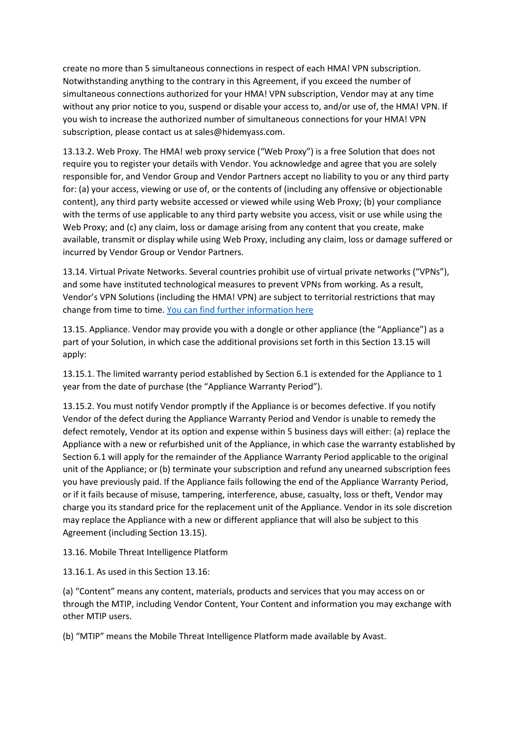create no more than 5 simultaneous connections in respect of each HMA! VPN subscription. Notwithstanding anything to the contrary in this Agreement, if you exceed the number of simultaneous connections authorized for your HMA! VPN subscription, Vendor may at any time without any prior notice to you, suspend or disable your access to, and/or use of, the HMA! VPN. If you wish to increase the authorized number of simultaneous connections for your HMA! VPN subscription, please contact us at sales@hidemyass.com.

13.13.2. Web Proxy. The HMA! web proxy service ("Web Proxy") is a free Solution that does not require you to register your details with Vendor. You acknowledge and agree that you are solely responsible for, and Vendor Group and Vendor Partners accept no liability to you or any third party for: (a) your access, viewing or use of, or the contents of (including any offensive or objectionable content), any third party website accessed or viewed while using Web Proxy; (b) your compliance with the terms of use applicable to any third party website you access, visit or use while using the Web Proxy; and (c) any claim, loss or damage arising from any content that you create, make available, transmit or display while using Web Proxy, including any claim, loss or damage suffered or incurred by Vendor Group or Vendor Partners.

13.14. Virtual Private Networks. Several countries prohibit use of virtual private networks ("VPNs"), and some have instituted technological measures to prevent VPNs from working. As a result, Vendor's VPN Solutions (including the HMA! VPN) are subject to territorial restrictions that may change from time to time. [You can find further information here]

13.15. Appliance. Vendor may provide you with a dongle or other appliance (the "Appliance") as a part of your Solution, in which case the additional provisions set forth in this Section 13.15 will apply:

13.15.1. The limited warranty period established by Section 6.1 is extended for the Appliance to 1 year from the date of purchase (the "Appliance Warranty Period").

13.15.2. You must notify Vendor promptly if the Appliance is or becomes defective. If you notify Vendor of the defect during the Appliance Warranty Period and Vendor is unable to remedy the defect remotely, Vendor at its option and expense within 5 business days will either: (a) replace the Appliance with a new or refurbished unit of the Appliance, in which case the warranty established by Section 6.1 will apply for the remainder of the Appliance Warranty Period applicable to the original unit of the Appliance; or (b) terminate your subscription and refund any unearned subscription fees you have previously paid. If the Appliance fails following the end of the Appliance Warranty Period, or if it fails because of misuse, tampering, interference, abuse, casualty, loss or theft, Vendor may charge you its standard price for the replacement unit of the Appliance. Vendor in its sole discretion may replace the Appliance with a new or different appliance that will also be subject to this Agreement (including Section 13.15).

13.16. Mobile Threat Intelligence Platform

13.16.1. As used in this Section 13.16:

(a) "Content" means any content, materials, products and services that you may access on or through the MTIP, including Vendor Content, Your Content and information you may exchange with other MTIP users.

(b) "MTIP" means the Mobile Threat Intelligence Platform made available by Avast.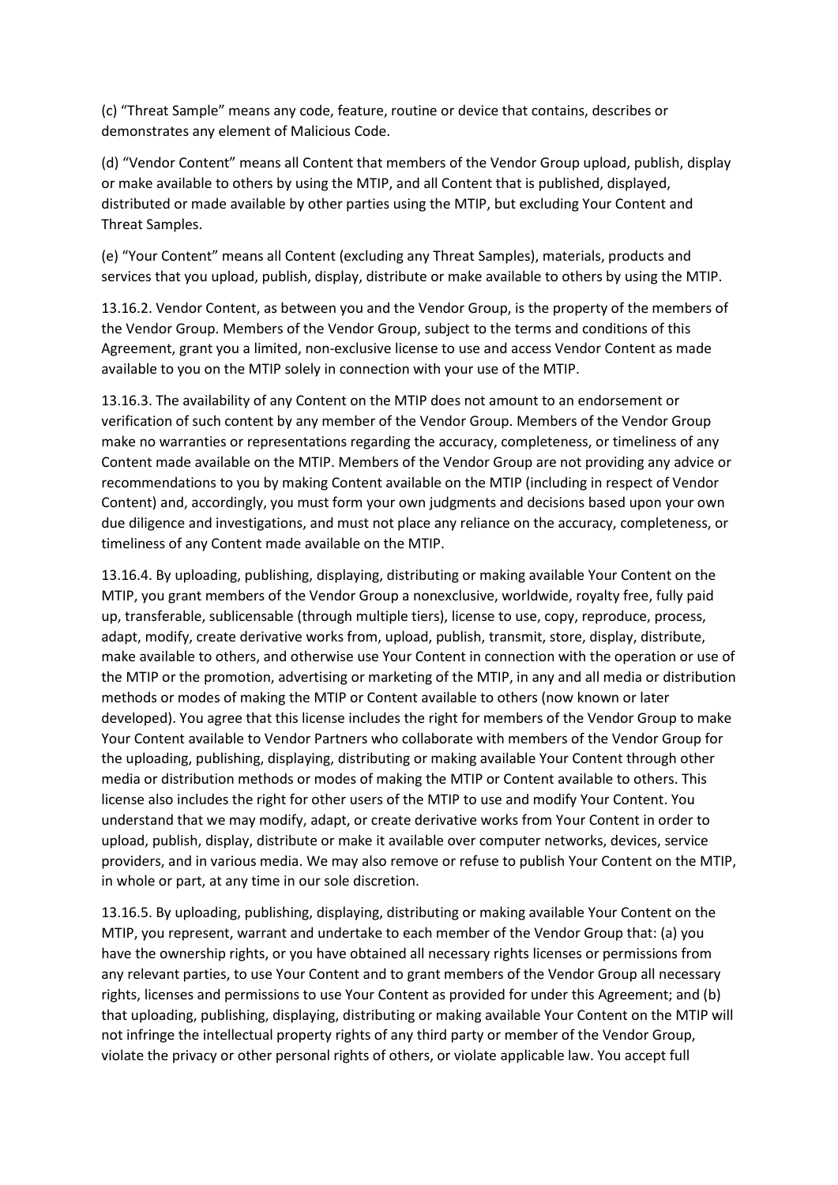(c) “Threat Sample” means any code, feature, routine or device that contains, describes or demonstrates any element of Malicious Code.

(d) “Vendor Content” means all Content that members of the Vendor Group upload, publish, display or make available to others by using the MTIP, and all Content that is published, displayed, distributed or made available by other parties using the MTIP, but excluding Your Content and Threat Samples.

(e) “Your Content” means all Content (excluding any Threat Samples), materials, products and services that you upload, publish, display, distribute or make available to others by using the MTIP.

13.16.2. Vendor Content, as between you and the Vendor Group, is the property of the members of the Vendor Group. Members of the Vendor Group, subject to the terms and conditions of this Agreement, grant you a limited, non-exclusive license to use and access Vendor Content as made available to you on the MTIP solely in connection with your use of the MTIP.

13.16.3. The availability of any Content on the MTIP does not amount to an endorsement or verification of such content by any member of the Vendor Group. Members of the Vendor Group make no warranties or representations regarding the accuracy, completeness, or timeliness of any Content made available on the MTIP. Members of the Vendor Group are not providing any advice or recommendations to you by making Content available on the MTIP (including in respect of Vendor Content) and, accordingly, you must form your own judgments and decisions based upon your own due diligence and investigations, and must not place any reliance on the accuracy, completeness, or timeliness of any Content made available on the MTIP.

13.16.4. By uploading, publishing, displaying, distributing or making available Your Content on the MTIP, you grant members of the Vendor Group a nonexclusive, worldwide, royalty free, fully paid up, transferable, sublicensable (through multiple tiers), license to use, copy, reproduce, process, adapt, modify, create derivative works from, upload, publish, transmit, store, display, distribute, make available to others, and otherwise use Your Content in connection with the operation or use of the MTIP or the promotion, advertising or marketing of the MTIP, in any and all media or distribution methods or modes of making the MTIP or Content available to others (now known or later developed). You agree that this license includes the right for members of the Vendor Group to make Your Content available to Vendor Partners who collaborate with members of the Vendor Group for the uploading, publishing, displaying, distributing or making available Your Content through other media or distribution methods or modes of making the MTIP or Content available to others. This license also includes the right for other users of the MTIP to use and modify Your Content. You understand that we may modify, adapt, or create derivative works from Your Content in order to upload, publish, display, distribute or make it available over computer networks, devices, service providers, and in various media. We may also remove or refuse to publish Your Content on the MTIP, in whole or part, at any time in our sole discretion.

13.16.5. By uploading, publishing, displaying, distributing or making available Your Content on the MTIP, you represent, warrant and undertake to each member of the Vendor Group that: (a) you have the ownership rights, or you have obtained all necessary rights licenses or permissions from any relevant parties, to use Your Content and to grant members of the Vendor Group all necessary rights, licenses and permissions to use Your Content as provided for under this Agreement; and (b) that uploading, publishing, displaying, distributing or making available Your Content on the MTIP will not infringe the intellectual property rights of any third party or member of the Vendor Group, violate the privacy or other personal rights of others, or violate applicable law. You accept full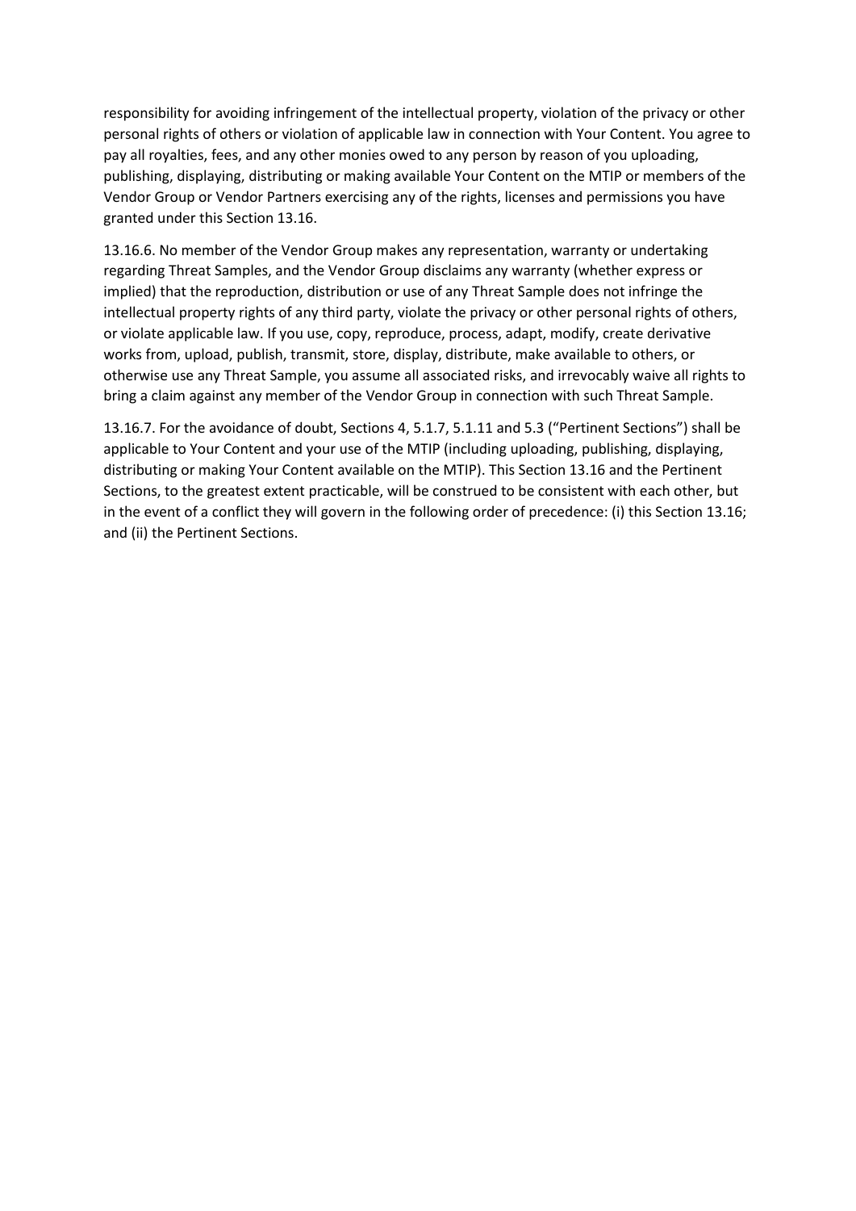responsibility for avoiding infringement of the intellectual property, violation of the privacy or other personal rights of others or violation of applicable law in connection with Your Content. You agree to pay all royalties, fees, and any other monies owed to any person by reason of you uploading, publishing, displaying, distributing or making available Your Content on the MTIP or members of the Vendor Group or Vendor Partners exercising any of the rights, licenses and permissions you have granted under this Section 13.16.

13.16.6. No member of the Vendor Group makes any representation, warranty or undertaking regarding Threat Samples, and the Vendor Group disclaims any warranty (whether express or implied) that the reproduction, distribution or use of any Threat Sample does not infringe the intellectual property rights of any third party, violate the privacy or other personal rights of others, or violate applicable law. If you use, copy, reproduce, process, adapt, modify, create derivative works from, upload, publish, transmit, store, display, distribute, make available to others, or otherwise use any Threat Sample, you assume all associated risks, and irrevocably waive all rights to bring a claim against any member of the Vendor Group in connection with such Threat Sample.

13.16.7. For the avoidance of doubt, Sections 4, 5.1.7, 5.1.11 and 5.3 ("Pertinent Sections") shall be applicable to Your Content and your use of the MTIP (including uploading, publishing, displaying, distributing or making Your Content available on the MTIP). This Section 13.16 and the Pertinent Sections, to the greatest extent practicable, will be construed to be consistent with each other, but in the event of a conflict they will govern in the following order of precedence: (i) this Section 13.16; and (ii) the Pertinent Sections.